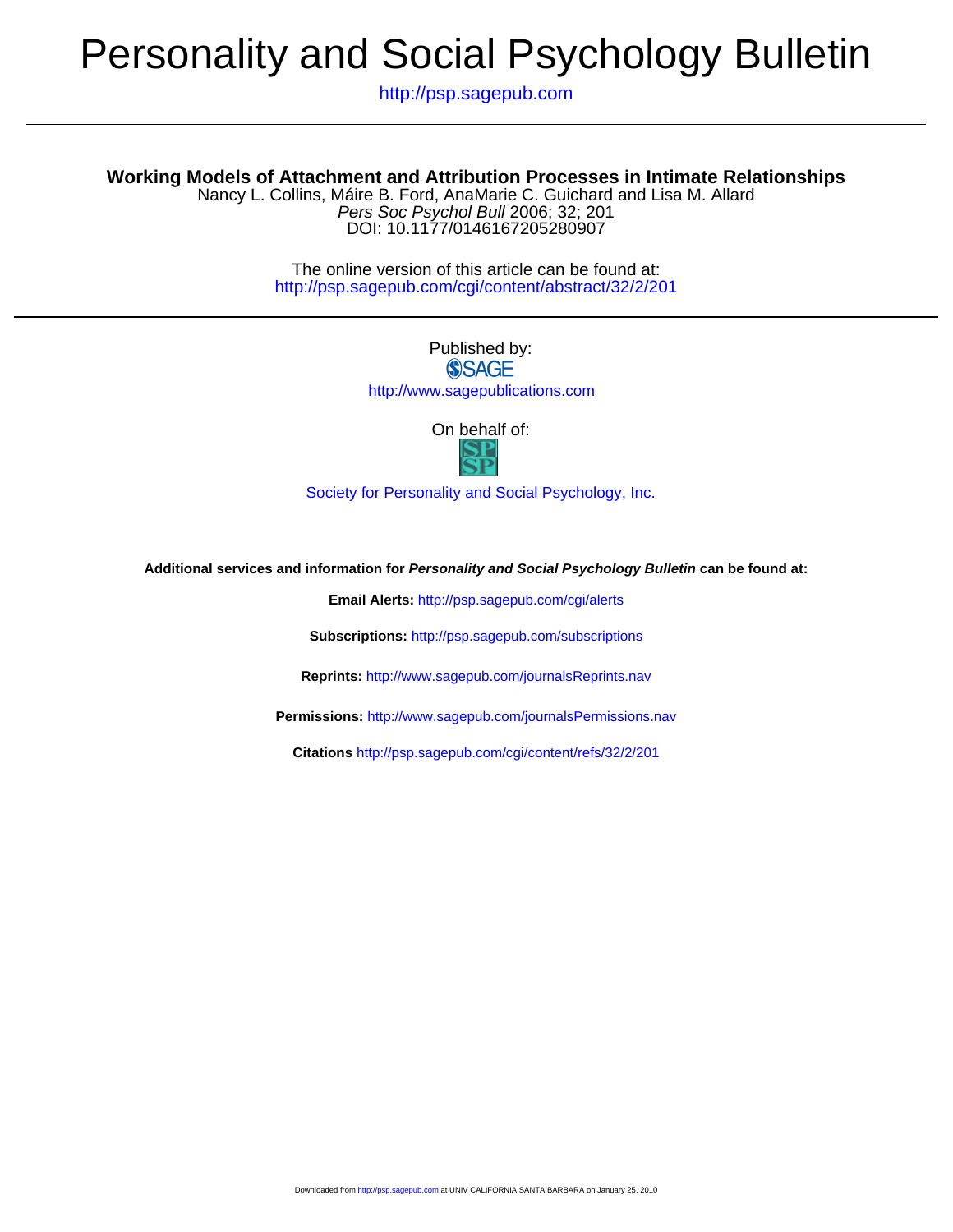# Personality and Social Psychology Bulletin

http://psp.sagepub.com

## Working Models of Attachment and Attribution Processes in Intimate Relationships

Nancy L. Collins, Máire B. Ford, AnaMarie C. Guichard and Lisa M. Allard

*Pers Soc Psychol Bull* 2006; 32; 201

DOI: 10.1177/0146167205280907

The online version of this article can be found at:
http://psp.sagepub.com/cgi/content/abstract/32/2/201

Published by:

SAGE

http://www.sagepublications.com

On behalf of:

SP SP

Society for Personality and Social Psychology, Inc.

**Additional services and information for *Personality and Social Psychology Bulletin* can be found at:**

**Email Alerts:** http://psp.sagepub.com/cgi/alerts

**Subscriptions:** http://psp.sagepub.com/subscriptions

**Reprints:** http://www.sagepub.com/journalsReprints.nav

**Permissions:** http://www.sagepub.com/journalsPermissions.nav

**Citations** http://psp.sagepub.com/cgi/content/refs/32/2/201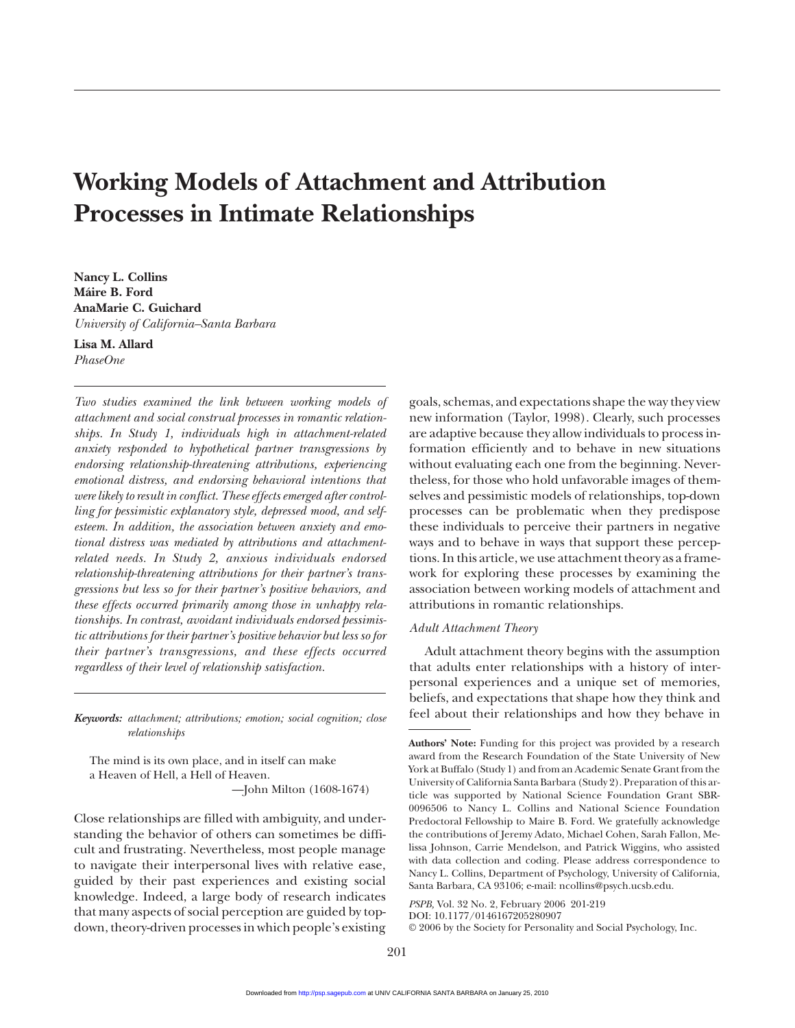# Working Models of Attachment and Attribution Processes in Intimate Relationships

**Nancy L. Collins**
**Máire B. Ford**
**AnaMarie C. Guichard**
*University of California–Santa Barbara*

**Lisa M. Allard**
*PhaseOne*

*Two studies examined the link between working models of attachment and social construal processes in romantic relationships. In Study 1, individuals high in attachment-related anxiety responded to hypothetical partner transgressions by endorsing relationship-threatening attributions, experiencing emotional distress, and endorsing behavioral intentions that were likely to result in conflict. These effects emerged after controlling for pessimistic explanatory style, depressed mood, and self-esteem. In addition, the association between anxiety and emotional distress was mediated by attributions and attachment-related needs. In Study 2, anxious individuals endorsed relationship-threatening attributions for their partner's transgressions but less so for their partner's positive behaviors, and these effects occurred primarily among those in unhappy relationships. In contrast, avoidant individuals endorsed pessimistic attributions for their partner's positive behavior but less so for their partner's transgressions, and these effects occurred regardless of their level of relationship satisfaction.*

***Keywords:*** *attachment; attributions; emotion; social cognition; close relationships*

> The mind is its own place, and in itself can make
> a Heaven of Hell, a Hell of Heaven.
>
> —John Milton (1608-1674)

Close relationships are filled with ambiguity, and understanding the behavior of others can sometimes be difficult and frustrating. Nevertheless, most people manage to navigate their interpersonal lives with relative ease, guided by their past experiences and existing social knowledge. Indeed, a large body of research indicates that many aspects of social perception are guided by top-down, theory-driven processes in which people's existing goals, schemas, and expectations shape the way they view new information (Taylor, 1998). Clearly, such processes are adaptive because they allow individuals to process information efficiently and to behave in new situations without evaluating each one from the beginning. Nevertheless, for those who hold unfavorable images of themselves and pessimistic models of relationships, top-down processes can be problematic when they predispose these individuals to perceive their partners in negative ways and to behave in ways that support these perceptions. In this article, we use attachment theory as a framework for exploring these processes by examining the association between working models of attachment and attributions in romantic relationships.

### *Adult Attachment Theory*

Adult attachment theory begins with the assumption that adults enter relationships with a history of interpersonal experiences and a unique set of memories, beliefs, and expectations that shape how they think and feel about their relationships and how they behave in

**Authors' Note:** Funding for this project was provided by a research award from the Research Foundation of the State University of New York at Buffalo (Study 1) and from an Academic Senate Grant from the University of California Santa Barbara (Study 2). Preparation of this article was supported by National Science Foundation Grant SBR-0096506 to Nancy L. Collins and National Science Foundation Predoctoral Fellowship to Maire B. Ford. We gratefully acknowledge the contributions of Jeremy Adato, Michael Cohen, Sarah Fallon, Melissa Johnson, Carrie Mendelson, and Patrick Wiggins, who assisted with data collection and coding. Please address correspondence to Nancy L. Collins, Department of Psychology, University of California, Santa Barbara, CA 93106; e-mail: ncollins@psych.ucsb.edu.

*PSPB,* Vol. 32 No. 2, February 2006 201-219
DOI: 10.1177/0146167205280907
© 2006 by the Society for Personality and Social Psychology, Inc.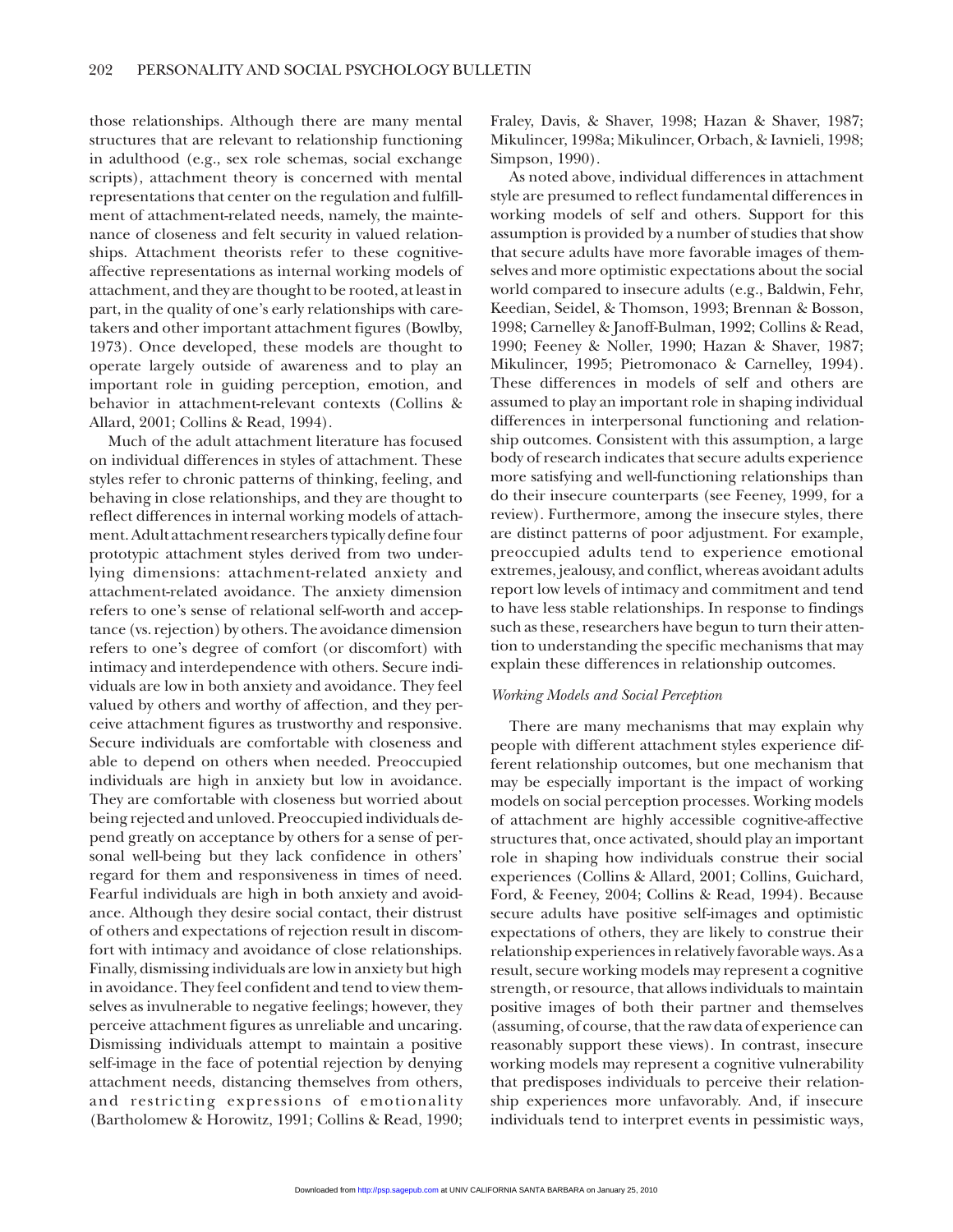those relationships. Although there are many mental structures that are relevant to relationship functioning in adulthood (e.g., sex role schemas, social exchange scripts), attachment theory is concerned with mental representations that center on the regulation and fulfillment of attachment-related needs, namely, the maintenance of closeness and felt security in valued relationships. Attachment theorists refer to these cognitive-affective representations as internal working models of attachment, and they are thought to be rooted, at least in part, in the quality of one's early relationships with caretakers and other important attachment figures (Bowlby, 1973). Once developed, these models are thought to operate largely outside of awareness and to play an important role in guiding perception, emotion, and behavior in attachment-relevant contexts (Collins & Allard, 2001; Collins & Read, 1994).

Much of the adult attachment literature has focused on individual differences in styles of attachment. These styles refer to chronic patterns of thinking, feeling, and behaving in close relationships, and they are thought to reflect differences in internal working models of attachment. Adult attachment researchers typically define four prototypic attachment styles derived from two underlying dimensions: attachment-related anxiety and attachment-related avoidance. The anxiety dimension refers to one's sense of relational self-worth and acceptance (vs. rejection) by others. The avoidance dimension refers to one's degree of comfort (or discomfort) with intimacy and interdependence with others. Secure individuals are low in both anxiety and avoidance. They feel valued by others and worthy of affection, and they perceive attachment figures as trustworthy and responsive. Secure individuals are comfortable with closeness and able to depend on others when needed. Preoccupied individuals are high in anxiety but low in avoidance. They are comfortable with closeness but worried about being rejected and unloved. Preoccupied individuals depend greatly on acceptance by others for a sense of personal well-being but they lack confidence in others' regard for them and responsiveness in times of need. Fearful individuals are high in both anxiety and avoidance. Although they desire social contact, their distrust of others and expectations of rejection result in discomfort with intimacy and avoidance of close relationships. Finally, dismissing individuals are low in anxiety but high in avoidance. They feel confident and tend to view themselves as invulnerable to negative feelings; however, they perceive attachment figures as unreliable and uncaring. Dismissing individuals attempt to maintain a positive self-image in the face of potential rejection by denying attachment needs, distancing themselves from others, and restricting expressions of emotionality (Bartholomew & Horowitz, 1991; Collins & Read, 1990; Fraley, Davis, & Shaver, 1998; Hazan & Shaver, 1987; Mikulincer, 1998a; Mikulincer, Orbach, & Iavnieli, 1998; Simpson, 1990).

As noted above, individual differences in attachment style are presumed to reflect fundamental differences in working models of self and others. Support for this assumption is provided by a number of studies that show that secure adults have more favorable images of themselves and more optimistic expectations about the social world compared to insecure adults (e.g., Baldwin, Fehr, Keedian, Seidel, & Thomson, 1993; Brennan & Bosson, 1998; Carnelley & Janoff-Bulman, 1992; Collins & Read, 1990; Feeney & Noller, 1990; Hazan & Shaver, 1987; Mikulincer, 1995; Pietromonaco & Carnelley, 1994). These differences in models of self and others are assumed to play an important role in shaping individual differences in interpersonal functioning and relationship outcomes. Consistent with this assumption, a large body of research indicates that secure adults experience more satisfying and well-functioning relationships than do their insecure counterparts (see Feeney, 1999, for a review). Furthermore, among the insecure styles, there are distinct patterns of poor adjustment. For example, preoccupied adults tend to experience emotional extremes, jealousy, and conflict, whereas avoidant adults report low levels of intimacy and commitment and tend to have less stable relationships. In response to findings such as these, researchers have begun to turn their attention to understanding the specific mechanisms that may explain these differences in relationship outcomes.

### *Working Models and Social Perception*

There are many mechanisms that may explain why people with different attachment styles experience different relationship outcomes, but one mechanism that may be especially important is the impact of working models on social perception processes. Working models of attachment are highly accessible cognitive-affective structures that, once activated, should play an important role in shaping how individuals construe their social experiences (Collins & Allard, 2001; Collins, Guichard, Ford, & Feeney, 2004; Collins & Read, 1994). Because secure adults have positive self-images and optimistic expectations of others, they are likely to construe their relationship experiences in relatively favorable ways. As a result, secure working models may represent a cognitive strength, or resource, that allows individuals to maintain positive images of both their partner and themselves (assuming, of course, that the raw data of experience can reasonably support these views). In contrast, insecure working models may represent a cognitive vulnerability that predisposes individuals to perceive their relationship experiences more unfavorably. And, if insecure individuals tend to interpret events in pessimistic ways,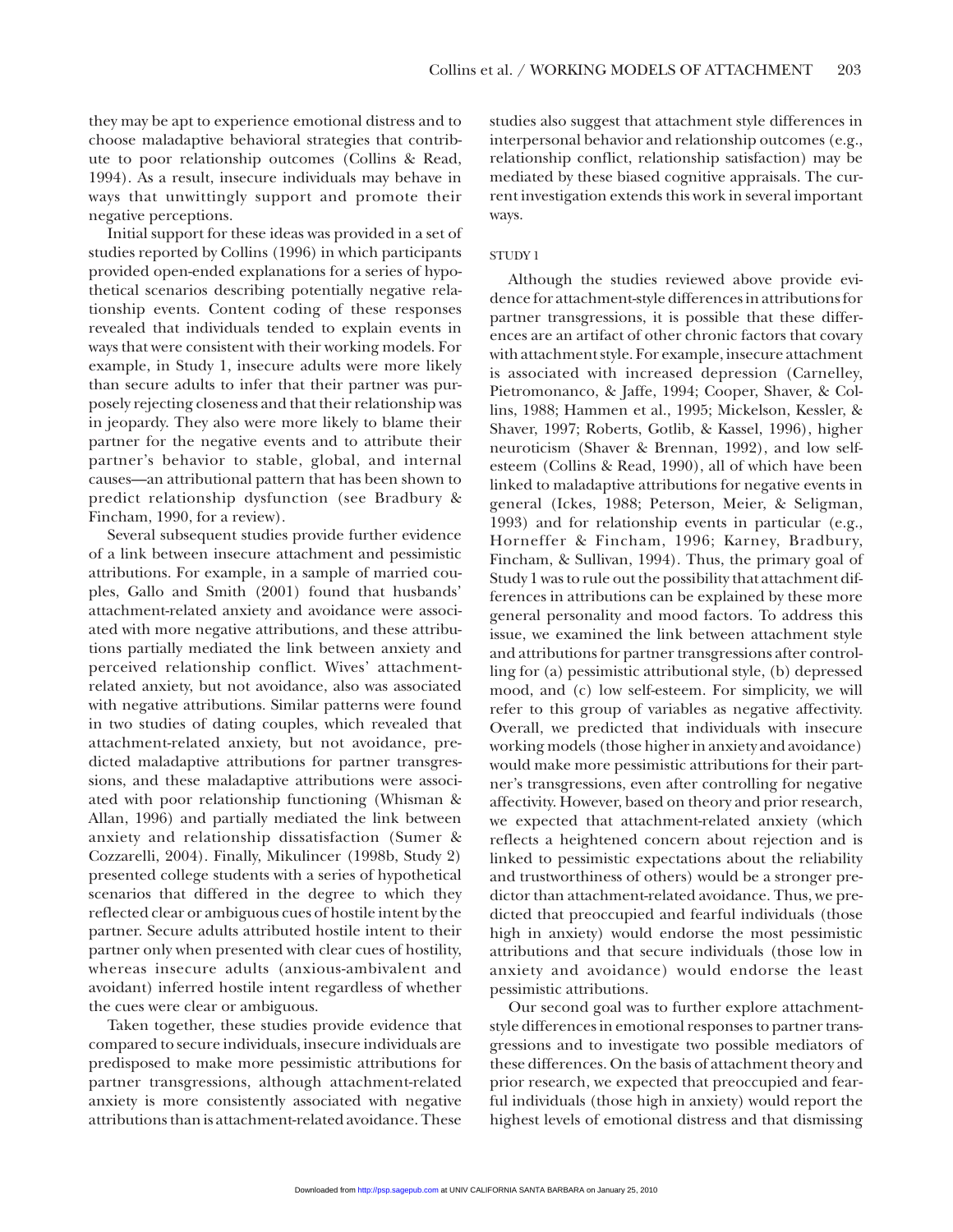they may be apt to experience emotional distress and to choose maladaptive behavioral strategies that contribute to poor relationship outcomes (Collins & Read, 1994). As a result, insecure individuals may behave in ways that unwittingly support and promote their negative perceptions.

Initial support for these ideas was provided in a set of studies reported by Collins (1996) in which participants provided open-ended explanations for a series of hypothetical scenarios describing potentially negative relationship events. Content coding of these responses revealed that individuals tended to explain events in ways that were consistent with their working models. For example, in Study 1, insecure adults were more likely than secure adults to infer that their partner was purposely rejecting closeness and that their relationship was in jeopardy. They also were more likely to blame their partner for the negative events and to attribute their partner's behavior to stable, global, and internal causes—an attributional pattern that has been shown to predict relationship dysfunction (see Bradbury & Fincham, 1990, for a review).

Several subsequent studies provide further evidence of a link between insecure attachment and pessimistic attributions. For example, in a sample of married couples, Gallo and Smith (2001) found that husbands' attachment-related anxiety and avoidance were associated with more negative attributions, and these attributions partially mediated the link between anxiety and perceived relationship conflict. Wives' attachment-related anxiety, but not avoidance, also was associated with negative attributions. Similar patterns were found in two studies of dating couples, which revealed that attachment-related anxiety, but not avoidance, predicted maladaptive attributions for partner transgressions, and these maladaptive attributions were associated with poor relationship functioning (Whisman & Allan, 1996) and partially mediated the link between anxiety and relationship dissatisfaction (Sumer & Cozzarelli, 2004). Finally, Mikulincer (1998b, Study 2) presented college students with a series of hypothetical scenarios that differed in the degree to which they reflected clear or ambiguous cues of hostile intent by the partner. Secure adults attributed hostile intent to their partner only when presented with clear cues of hostility, whereas insecure adults (anxious-ambivalent and avoidant) inferred hostile intent regardless of whether the cues were clear or ambiguous.

Taken together, these studies provide evidence that compared to secure individuals, insecure individuals are predisposed to make more pessimistic attributions for partner transgressions, although attachment-related anxiety is more consistently associated with negative attributions than is attachment-related avoidance. These studies also suggest that attachment style differences in interpersonal behavior and relationship outcomes (e.g., relationship conflict, relationship satisfaction) may be mediated by these biased cognitive appraisals. The current investigation extends this work in several important ways.

## STUDY 1

Although the studies reviewed above provide evidence for attachment-style differences in attributions for partner transgressions, it is possible that these differences are an artifact of other chronic factors that covary with attachment style. For example, insecure attachment is associated with increased depression (Carnelley, Pietromonanco, & Jaffe, 1994; Cooper, Shaver, & Collins, 1988; Hammen et al., 1995; Mickelson, Kessler, & Shaver, 1997; Roberts, Gotlib, & Kassel, 1996), higher neuroticism (Shaver & Brennan, 1992), and low self-esteem (Collins & Read, 1990), all of which have been linked to maladaptive attributions for negative events in general (Ickes, 1988; Peterson, Meier, & Seligman, 1993) and for relationship events in particular (e.g., Horneffer & Fincham, 1996; Karney, Bradbury, Fincham, & Sullivan, 1994). Thus, the primary goal of Study 1 was to rule out the possibility that attachment differences in attributions can be explained by these more general personality and mood factors. To address this issue, we examined the link between attachment style and attributions for partner transgressions after controlling for (a) pessimistic attributional style, (b) depressed mood, and (c) low self-esteem. For simplicity, we will refer to this group of variables as negative affectivity. Overall, we predicted that individuals with insecure working models (those higher in anxiety and avoidance) would make more pessimistic attributions for their partner's transgressions, even after controlling for negative affectivity. However, based on theory and prior research, we expected that attachment-related anxiety (which reflects a heightened concern about rejection and is linked to pessimistic expectations about the reliability and trustworthiness of others) would be a stronger predictor than attachment-related avoidance. Thus, we predicted that preoccupied and fearful individuals (those high in anxiety) would endorse the most pessimistic attributions and that secure individuals (those low in anxiety and avoidance) would endorse the least pessimistic attributions.

Our second goal was to further explore attachment-style differences in emotional responses to partner transgressions and to investigate two possible mediators of these differences. On the basis of attachment theory and prior research, we expected that preoccupied and fearful individuals (those high in anxiety) would report the highest levels of emotional distress and that dismissing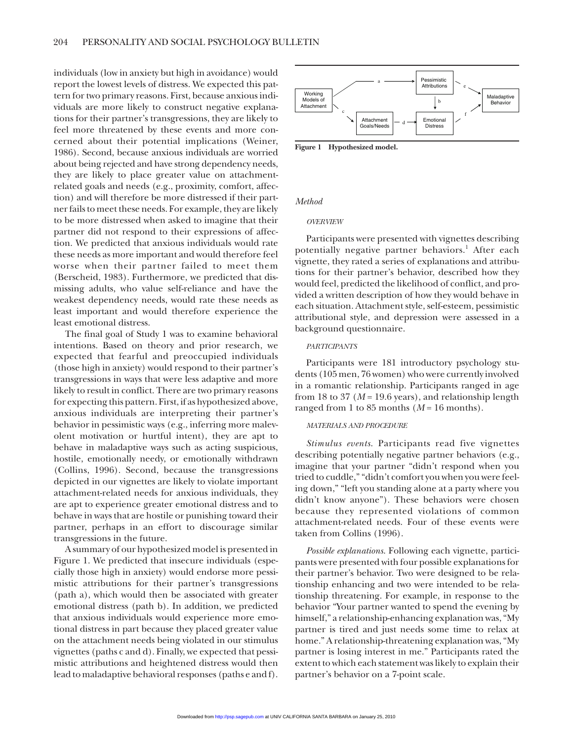individuals (low in anxiety but high in avoidance) would report the lowest levels of distress. We expected this pattern for two primary reasons. First, because anxious individuals are more likely to construct negative explanations for their partner's transgressions, they are likely to feel more threatened by these events and more concerned about their potential implications (Weiner, 1986). Second, because anxious individuals are worried about being rejected and have strong dependency needs, they are likely to place greater value on attachment-related goals and needs (e.g., proximity, comfort, affection) and will therefore be more distressed if their partner fails to meet these needs. For example, they are likely to be more distressed when asked to imagine that their partner did not respond to their expressions of affection. We predicted that anxious individuals would rate these needs as more important and would therefore feel worse when their partner failed to meet them (Berscheid, 1983). Furthermore, we predicted that dismissing adults, who value self-reliance and have the weakest dependency needs, would rate these needs as least important and would therefore experience the least emotional distress.

The final goal of Study 1 was to examine behavioral intentions. Based on theory and prior research, we expected that fearful and preoccupied individuals (those high in anxiety) would respond to their partner's transgressions in ways that were less adaptive and more likely to result in conflict. There are two primary reasons for expecting this pattern. First, if as hypothesized above, anxious individuals are interpreting their partner's behavior in pessimistic ways (e.g., inferring more malevolent motivation or hurtful intent), they are apt to behave in maladaptive ways such as acting suspicious, hostile, emotionally needy, or emotionally withdrawn (Collins, 1996). Second, because the transgressions depicted in our vignettes are likely to violate important attachment-related needs for anxious individuals, they are apt to experience greater emotional distress and to behave in ways that are hostile or punishing toward their partner, perhaps in an effort to discourage similar transgressions in the future.

A summary of our hypothesized model is presented in Figure 1. We predicted that insecure individuals (especially those high in anxiety) would endorse more pessimistic attributions for their partner's transgressions (path a), which would then be associated with greater emotional distress (path b). In addition, we predicted that anxious individuals would experience more emotional distress in part because they placed greater value on the attachment needs being violated in our stimulus vignettes (paths c and d). Finally, we expected that pessimistic attributions and heightened distress would then lead to maladaptive behavioral responses (paths e and f).

Working Models of Attachment
Pessimistic Attributions
Attachment Goals/Needs
Emotional Distress
Maladaptive Behavior
a
b
c
d
e
f

**Figure 1 Hypothesized model.**

## Method

### OVERVIEW

Participants were presented with vignettes describing potentially negative partner behaviors.[1] After each vignette, they rated a series of explanations and attributions for their partner's behavior, described how they would feel, predicted the likelihood of conflict, and provided a written description of how they would behave in each situation. Attachment style, self-esteem, pessimistic attributional style, and depression were assessed in a background questionnaire.

### PARTICIPANTS

Participants were 181 introductory psychology students (105 men, 76 women) who were currently involved in a romantic relationship. Participants ranged in age from 18 to 37 ($M$ = 19.6 years), and relationship length ranged from 1 to 85 months ($M$ = 16 months).

### MATERIALS AND PROCEDURE

*Stimulus events.* Participants read five vignettes describing potentially negative partner behaviors (e.g., imagine that your partner "didn't respond when you tried to cuddle," "didn't comfort you when you were feeling down," "left you standing alone at a party where you didn't know anyone"). These behaviors were chosen because they represented violations of common attachment-related needs. Four of these events were taken from Collins (1996).

*Possible explanations.* Following each vignette, participants were presented with four possible explanations for their partner's behavior. Two were designed to be relationship enhancing and two were intended to be relationship threatening. For example, in response to the behavior "Your partner wanted to spend the evening by himself," a relationship-enhancing explanation was, "My partner is tired and just needs some time to relax at home." A relationship-threatening explanation was, "My partner is losing interest in me." Participants rated the extent to which each statement was likely to explain their partner's behavior on a 7-point scale.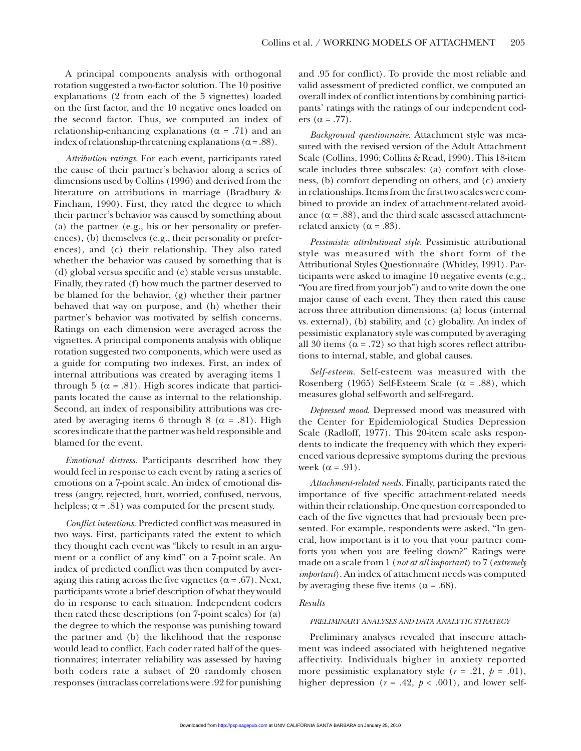A principal components analysis with orthogonal rotation suggested a two-factor solution. The 10 positive explanations (2 from each of the 5 vignettes) loaded on the first factor, and the 10 negative ones loaded on the second factor. Thus, we computed an index of relationship-enhancing explanations ($\alpha = .71$) and an index of relationship-threatening explanations ($\alpha = .88$).

*Attribution ratings.* For each event, participants rated the cause of their partner's behavior along a series of dimensions used by Collins (1996) and derived from the literature on attributions in marriage (Bradbury & Fincham, 1990). First, they rated the degree to which their partner's behavior was caused by something about (a) the partner (e.g., his or her personality or preferences), (b) themselves (e.g., their personality or preferences), and (c) their relationship. They also rated whether the behavior was caused by something that is (d) global versus specific and (e) stable versus unstable. Finally, they rated (f) how much the partner deserved to be blamed for the behavior, (g) whether their partner behaved that way on purpose, and (h) whether their partner's behavior was motivated by selfish concerns. Ratings on each dimension were averaged across the vignettes. A principal components analysis with oblique rotation suggested two components, which were used as a guide for computing two indexes. First, an index of internal attributions was created by averaging items 1 through 5 ($\alpha = .81$). High scores indicate that participants located the cause as internal to the relationship. Second, an index of responsibility attributions was created by averaging items 6 through 8 ($\alpha = .81$). High scores indicate that the partner was held responsible and blamed for the event.

*Emotional distress.* Participants described how they would feel in response to each event by rating a series of emotions on a 7-point scale. An index of emotional distress (angry, rejected, hurt, worried, confused, nervous, helpless; $\alpha = .81$) was computed for the present study.

*Conflict intentions.* Predicted conflict was measured in two ways. First, participants rated the extent to which they thought each event was "likely to result in an argument or a conflict of any kind" on a 7-point scale. An index of predicted conflict was then computed by averaging this rating across the five vignettes ($\alpha = .67$). Next, participants wrote a brief description of what they would do in response to each situation. Independent coders then rated these descriptions (on 7-point scales) for (a) the degree to which the response was punishing toward the partner and (b) the likelihood that the response would lead to conflict. Each coder rated half of the questionnaires; interrater reliability was assessed by having both coders rate a subset of 20 randomly chosen responses (intraclass correlations were .92 for punishing and .95 for conflict). To provide the most reliable and valid assessment of predicted conflict, we computed an overall index of conflict intentions by combining participants' ratings with the ratings of our independent coders ($\alpha = .77$).

*Background questionnaire.* Attachment style was measured with the revised version of the Adult Attachment Scale (Collins, 1996; Collins & Read, 1990). This 18-item scale includes three subscales: (a) comfort with closeness, (b) comfort depending on others, and (c) anxiety in relationships. Items from the first two scales were combined to provide an index of attachment-related avoidance ($\alpha = .88$), and the third scale assessed attachment-related anxiety ($\alpha = .83$).

*Pessimistic attributional style.* Pessimistic attributional style was measured with the short form of the Attributional Styles Questionnaire (Whitley, 1991). Participants were asked to imagine 10 negative events (e.g., "You are fired from your job") and to write down the one major cause of each event. They then rated this cause across three attribution dimensions: (a) locus (internal vs. external), (b) stability, and (c) globality. An index of pessimistic explanatory style was computed by averaging all 30 items ($\alpha = .72$) so that high scores reflect attributions to internal, stable, and global causes.

*Self-esteem.* Self-esteem was measured with the Rosenberg (1965) Self-Esteem Scale ($\alpha = .88$), which measures global self-worth and self-regard.

*Depressed mood.* Depressed mood was measured with the Center for Epidemiological Studies Depression Scale (Radloff, 1977). This 20-item scale asks respondents to indicate the frequency with which they experienced various depressive symptoms during the previous week ($\alpha = .91$).

*Attachment-related needs.* Finally, participants rated the importance of five specific attachment-related needs within their relationship. One question corresponded to each of the five vignettes that had previously been presented. For example, respondents were asked, "In general, how important is it to you that your partner comforts you when you are feeling down?" Ratings were made on a scale from 1 (*not at all important*) to 7 (*extremely important*). An index of attachment needs was computed by averaging these five items ($\alpha = .68$).

### *Results*

#### PRELIMINARY ANALYSES AND DATA ANALYTIC STRATEGY

Preliminary analyses revealed that insecure attachment was indeed associated with heightened negative affectivity. Individuals higher in anxiety reported more pessimistic explanatory style ($r = .21$, $p = .01$), higher depression ($r = .42$, $p < .001$), and lower self-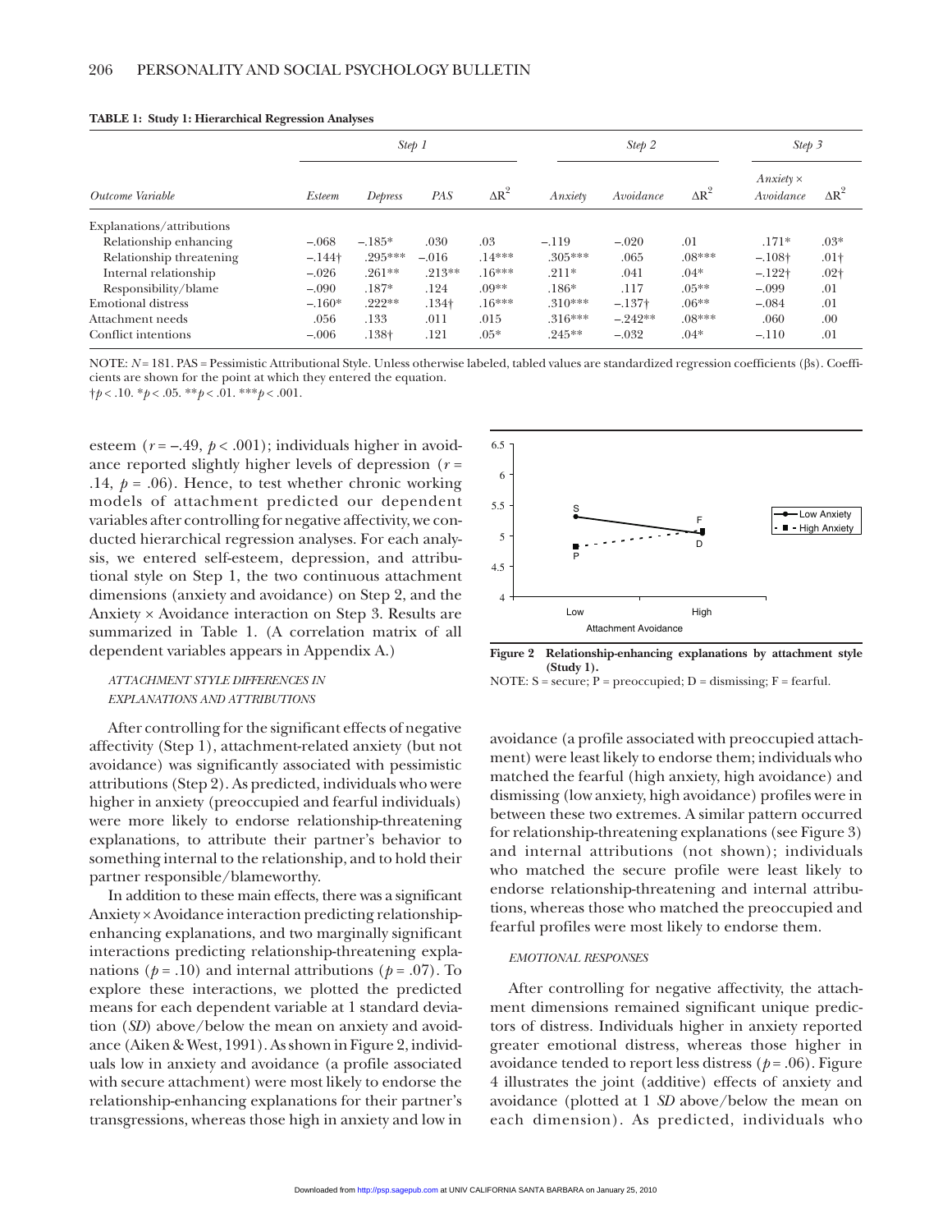**TABLE 1: Study 1: Hierarchical Regression Analyses**

| | Step 1 | | | | Step 2 | | | Step 3 | |
|---|---|---|---|---|---|---|---|---|---|
| *Outcome Variable* | *Esteem* | *Depress* | *PAS* | $\Delta R^2$ | *Anxiety* | *Avoidance* | $\Delta R^2$ | *Anxiety × Avoidance* | $\Delta R^2$ |
| Explanations/attributions | | | | | | | | | |
| Relationship enhancing | –.068 | –.185* | .030 | .03 | –.119 | –.020 | .01 | .171* | .03* |
| Relationship threatening | –.144† | .295*** | –.016 | .14*** | .305*** | .065 | .08*** | –.108† | .01† |
| Internal relationship | –.026 | .261** | .213** | .16*** | .211* | .041 | .04* | –.122† | .02† |
| Responsibility/blame | –.090 | .187* | .124 | .09** | .186* | .117 | .05** | –.099 | .01 |
| Emotional distress | –.160* | .222** | .134† | .16*** | .310*** | –.137† | .06** | –.084 | .01 |
| Attachment needs | .056 | .133 | .011 | .015 | .316*** | –.242** | .08*** | .060 | .00 |
| Conflict intentions | –.006 | .138† | .121 | .05* | .245** | –.032 | .04* | –.110 | .01 |

NOTE: $N$ = 181. PAS = Pessimistic Attributional Style. Unless otherwise labeled, tabled values are standardized regression coefficients (βs). Coefficients are shown for the point at which they entered the equation.
†$p$ < .10. *$p$ < .05. **$p$ < .01. ***$p$ < .001.

esteem ($r$ = –.49, $p$ < .001); individuals higher in avoidance reported slightly higher levels of depression ($r$ = .14, $p$ = .06). Hence, to test whether chronic working models of attachment predicted our dependent variables after controlling for negative affectivity, we conducted hierarchical regression analyses. For each analysis, we entered self-esteem, depression, and attributional style on Step 1, the two continuous attachment dimensions (anxiety and avoidance) on Step 2, and the Anxiety × Avoidance interaction on Step 3. Results are summarized in Table 1. (A correlation matrix of all dependent variables appears in Appendix A.)

### ATTACHMENT STYLE DIFFERENCES IN EXPLANATIONS AND ATTRIBUTIONS

After controlling for the significant effects of negative affectivity (Step 1), attachment-related anxiety (but not avoidance) was significantly associated with pessimistic attributions (Step 2). As predicted, individuals who were higher in anxiety (preoccupied and fearful individuals) were more likely to endorse relationship-threatening explanations, to attribute their partner's behavior to something internal to the relationship, and to hold their partner responsible/blameworthy.

In addition to these main effects, there was a significant Anxiety × Avoidance interaction predicting relationship-enhancing explanations, and two marginally significant interactions predicting relationship-threatening explanations ($p$ = .10) and internal attributions ($p$ = .07). To explore these interactions, we plotted the predicted means for each dependent variable at 1 standard deviation (*SD*) above/below the mean on anxiety and avoidance (Aiken & West, 1991). As shown in Figure 2, individuals low in anxiety and avoidance (a profile associated with secure attachment) were most likely to endorse the relationship-enhancing explanations for their partner's transgressions, whereas those high in anxiety and low in avoidance (a profile associated with preoccupied attachment) were least likely to endorse them; individuals who matched the fearful (high anxiety, high avoidance) and dismissing (low anxiety, high avoidance) profiles were in between these two extremes. A similar pattern occurred for relationship-threatening explanations (see Figure 3) and internal attributions (not shown); individuals who matched the secure profile were least likely to endorse relationship-threatening and internal attributions, whereas those who matched the preoccupied and fearful profiles were most likely to endorse them.

**Figure 2 Relationship-enhancing explanations by attachment style (Study 1).**
NOTE: S = secure; P = preoccupied; D = dismissing; F = fearful.

### EMOTIONAL RESPONSES

After controlling for negative affectivity, the attachment dimensions remained significant unique predictors of distress. Individuals higher in anxiety reported greater emotional distress, whereas those higher in avoidance tended to report less distress ($p$ = .06). Figure 4 illustrates the joint (additive) effects of anxiety and avoidance (plotted at 1 *SD* above/below the mean on each dimension). As predicted, individuals who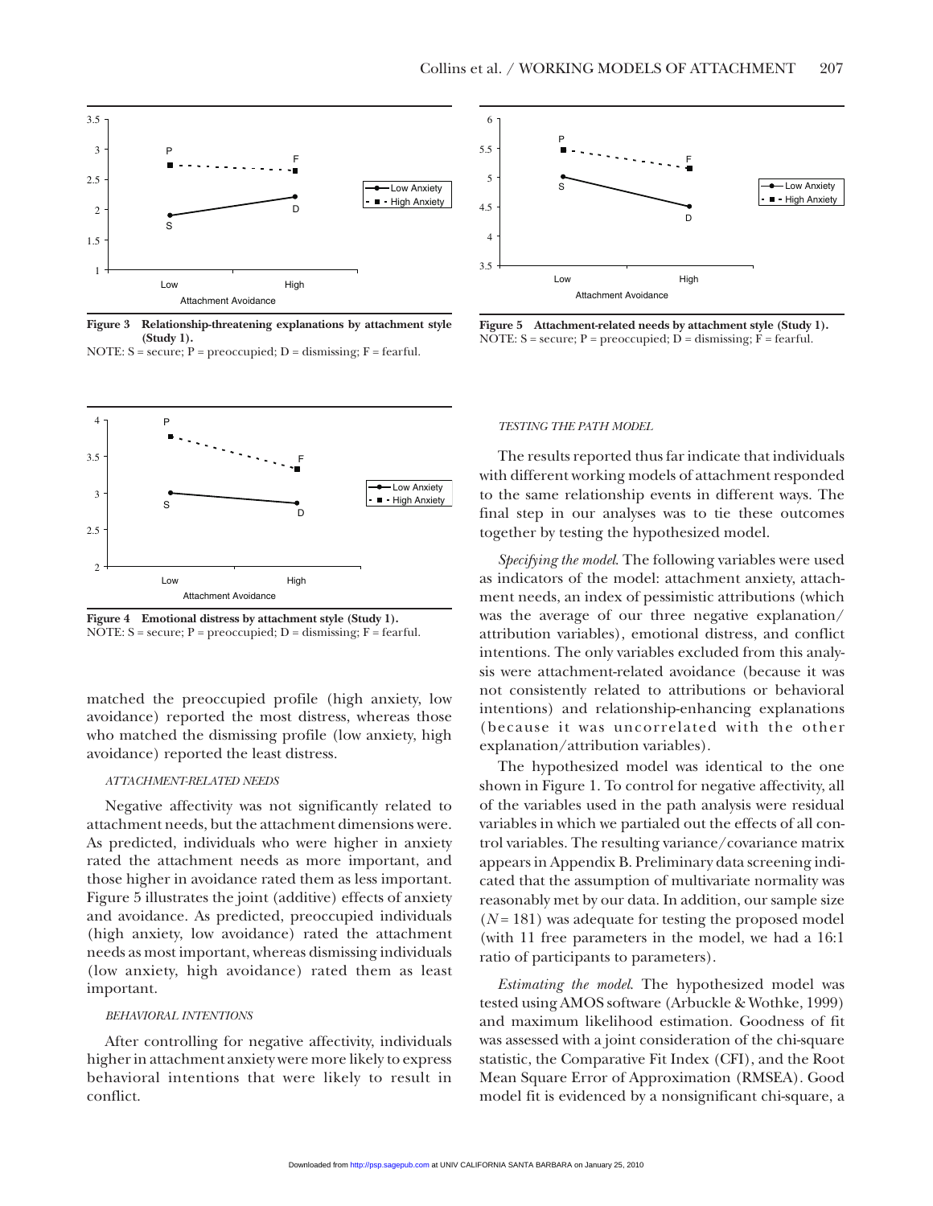Figure 3 Relationship-threatening explanations by attachment style (Study 1).

NOTE: S = secure; P = preoccupied; D = dismissing; F = fearful.

Figure 4 Emotional distress by attachment style (Study 1).

NOTE: S = secure; P = preoccupied; D = dismissing; F = fearful.

matched the preoccupied profile (high anxiety, low avoidance) reported the most distress, whereas those who matched the dismissing profile (low anxiety, high avoidance) reported the least distress.

#### *ATTACHMENT-RELATED NEEDS*

Negative affectivity was not significantly related to attachment needs, but the attachment dimensions were. As predicted, individuals who were higher in anxiety rated the attachment needs as more important, and those higher in avoidance rated them as less important. Figure 5 illustrates the joint (additive) effects of anxiety and avoidance. As predicted, preoccupied individuals (high anxiety, low avoidance) rated the attachment needs as most important, whereas dismissing individuals (low anxiety, high avoidance) rated them as least important.

#### *BEHAVIORAL INTENTIONS*

After controlling for negative affectivity, individuals higher in attachment anxiety were more likely to express behavioral intentions that were likely to result in conflict.

Figure 5 Attachment-related needs by attachment style (Study 1).

NOTE: S = secure; P = preoccupied; D = dismissing; F = fearful.

#### *TESTING THE PATH MODEL*

The results reported thus far indicate that individuals with different working models of attachment responded to the same relationship events in different ways. The final step in our analyses was to tie these outcomes together by testing the hypothesized model.

*Specifying the model.* The following variables were used as indicators of the model: attachment anxiety, attachment needs, an index of pessimistic attributions (which was the average of our three negative explanation/attribution variables), emotional distress, and conflict intentions. The only variables excluded from this analysis were attachment-related avoidance (because it was not consistently related to attributions or behavioral intentions) and relationship-enhancing explanations (because it was uncorrelated with the other explanation/attribution variables).

The hypothesized model was identical to the one shown in Figure 1. To control for negative affectivity, all of the variables used in the path analysis were residual variables in which we partialed out the effects of all control variables. The resulting variance/covariance matrix appears in Appendix B. Preliminary data screening indicated that the assumption of multivariate normality was reasonably met by our data. In addition, our sample size ($N$ = 181) was adequate for testing the proposed model (with 11 free parameters in the model, we had a 16:1 ratio of participants to parameters).

*Estimating the model.* The hypothesized model was tested using AMOS software (Arbuckle & Wothke, 1999) and maximum likelihood estimation. Goodness of fit was assessed with a joint consideration of the chi-square statistic, the Comparative Fit Index (CFI), and the Root Mean Square Error of Approximation (RMSEA). Good model fit is evidenced by a nonsignificant chi-square, a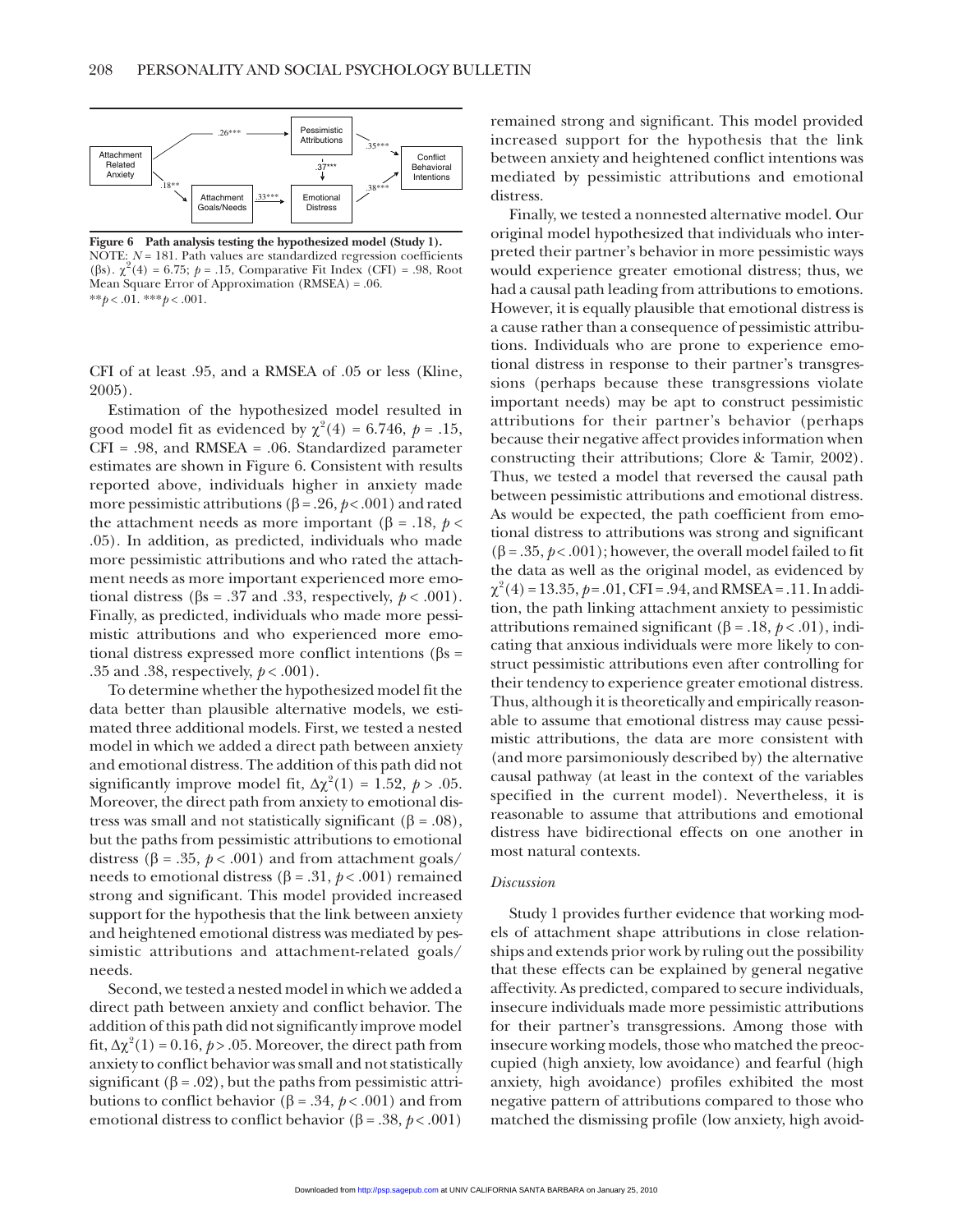Figure 6 Path analysis testing the hypothesized model (Study 1).
NOTE: $N = 181$. Path values are standardized regression coefficients ($\beta$s). $\chi^2(4) = 6.75$; $p = .15$, Comparative Fit Index (CFI) = .98, Root Mean Square Error of Approximation (RMSEA) = .06.
$^{**}p < .01$. $^{***}p < .001$.

CFI of at least .95, and a RMSEA of .05 or less (Kline, 2005).

Estimation of the hypothesized model resulted in good model fit as evidenced by $\chi^2(4) = 6.746$, $p = .15$, CFI = .98, and RMSEA = .06. Standardized parameter estimates are shown in Figure 6. Consistent with results reported above, individuals higher in anxiety made more pessimistic attributions ($\beta = .26$, $p < .001$) and rated the attachment needs as more important ($\beta = .18$, $p < .05$). In addition, as predicted, individuals who made more pessimistic attributions and who rated the attachment needs as more important experienced more emotional distress ($\beta$s = .37 and .33, respectively, $p < .001$). Finally, as predicted, individuals who made more pessimistic attributions and who experienced more emotional distress expressed more conflict intentions ($\beta$s = .35 and .38, respectively, $p < .001$).

To determine whether the hypothesized model fit the data better than plausible alternative models, we estimated three additional models. First, we tested a nested model in which we added a direct path between anxiety and emotional distress. The addition of this path did not significantly improve model fit, $\Delta\chi^2(1) = 1.52$, $p > .05$. Moreover, the direct path from anxiety to emotional distress was small and not statistically significant ($\beta = .08$), but the paths from pessimistic attributions to emotional distress ($\beta = .35$, $p < .001$) and from attachment goals/needs to emotional distress ($\beta = .31$, $p < .001$) remained strong and significant. This model provided increased support for the hypothesis that the link between anxiety and heightened emotional distress was mediated by pessimistic attributions and attachment-related goals/needs.

Second, we tested a nested model in which we added a direct path between anxiety and conflict behavior. The addition of this path did not significantly improve model fit, $\Delta\chi^2(1) = 0.16$, $p > .05$. Moreover, the direct path from anxiety to conflict behavior was small and not statistically significant ($\beta = .02$), but the paths from pessimistic attributions to conflict behavior ($\beta = .34$, $p < .001$) and from emotional distress to conflict behavior ($\beta = .38$, $p < .001$) remained strong and significant. This model provided increased support for the hypothesis that the link between anxiety and heightened conflict intentions was mediated by pessimistic attributions and emotional distress.

Finally, we tested a nonnested alternative model. Our original model hypothesized that individuals who interpreted their partner's behavior in more pessimistic ways would experience greater emotional distress; thus, we had a causal path leading from attributions to emotions. However, it is equally plausible that emotional distress is a cause rather than a consequence of pessimistic attributions. Individuals who are prone to experience emotional distress in response to their partner's transgressions (perhaps because these transgressions violate important needs) may be apt to construct pessimistic attributions for their partner's behavior (perhaps because their negative affect provides information when constructing their attributions; Clore & Tamir, 2002). Thus, we tested a model that reversed the causal path between pessimistic attributions and emotional distress. As would be expected, the path coefficient from emotional distress to attributions was strong and significant ($\beta = .35$, $p < .001$); however, the overall model failed to fit the data as well as the original model, as evidenced by $\chi^2(4) = 13.35$, $p = .01$, CFI = .94, and RMSEA = .11. In addition, the path linking attachment anxiety to pessimistic attributions remained significant ($\beta = .18$, $p < .01$), indicating that anxious individuals were more likely to construct pessimistic attributions even after controlling for their tendency to experience greater emotional distress. Thus, although it is theoretically and empirically reasonable to assume that emotional distress may cause pessimistic attributions, the data are more consistent with (and more parsimoniously described by) the alternative causal pathway (at least in the context of the variables specified in the current model). Nevertheless, it is reasonable to assume that attributions and emotional distress have bidirectional effects on one another in most natural contexts.

### *Discussion*

Study 1 provides further evidence that working models of attachment shape attributions in close relationships and extends prior work by ruling out the possibility that these effects can be explained by general negative affectivity. As predicted, compared to secure individuals, insecure individuals made more pessimistic attributions for their partner's transgressions. Among those with insecure working models, those who matched the preoccupied (high anxiety, low avoidance) and fearful (high anxiety, high avoidance) profiles exhibited the most negative pattern of attributions compared to those who matched the dismissing profile (low anxiety, high avoid-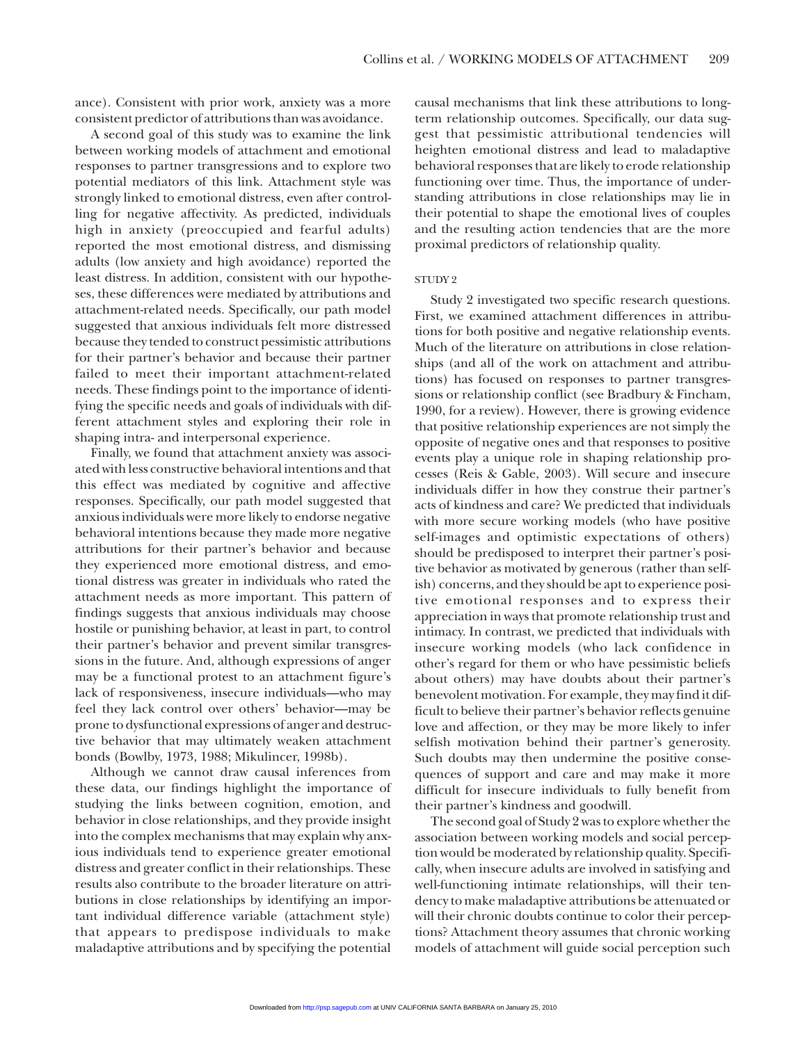ance). Consistent with prior work, anxiety was a more consistent predictor of attributions than was avoidance.

A second goal of this study was to examine the link between working models of attachment and emotional responses to partner transgressions and to explore two potential mediators of this link. Attachment style was strongly linked to emotional distress, even after controlling for negative affectivity. As predicted, individuals high in anxiety (preoccupied and fearful adults) reported the most emotional distress, and dismissing adults (low anxiety and high avoidance) reported the least distress. In addition, consistent with our hypotheses, these differences were mediated by attributions and attachment-related needs. Specifically, our path model suggested that anxious individuals felt more distressed because they tended to construct pessimistic attributions for their partner's behavior and because their partner failed to meet their important attachment-related needs. These findings point to the importance of identifying the specific needs and goals of individuals with different attachment styles and exploring their role in shaping intra- and interpersonal experience.

Finally, we found that attachment anxiety was associated with less constructive behavioral intentions and that this effect was mediated by cognitive and affective responses. Specifically, our path model suggested that anxious individuals were more likely to endorse negative behavioral intentions because they made more negative attributions for their partner's behavior and because they experienced more emotional distress, and emotional distress was greater in individuals who rated the attachment needs as more important. This pattern of findings suggests that anxious individuals may choose hostile or punishing behavior, at least in part, to control their partner's behavior and prevent similar transgressions in the future. And, although expressions of anger may be a functional protest to an attachment figure's lack of responsiveness, insecure individuals—who may feel they lack control over others' behavior—may be prone to dysfunctional expressions of anger and destructive behavior that may ultimately weaken attachment bonds (Bowlby, 1973, 1988; Mikulincer, 1998b).

Although we cannot draw causal inferences from these data, our findings highlight the importance of studying the links between cognition, emotion, and behavior in close relationships, and they provide insight into the complex mechanisms that may explain why anxious individuals tend to experience greater emotional distress and greater conflict in their relationships. These results also contribute to the broader literature on attributions in close relationships by identifying an important individual difference variable (attachment style) that appears to predispose individuals to make maladaptive attributions and by specifying the potential causal mechanisms that link these attributions to long-term relationship outcomes. Specifically, our data suggest that pessimistic attributional tendencies will heighten emotional distress and lead to maladaptive behavioral responses that are likely to erode relationship functioning over time. Thus, the importance of understanding attributions in close relationships may lie in their potential to shape the emotional lives of couples and the resulting action tendencies that are the more proximal predictors of relationship quality.

## STUDY 2

Study 2 investigated two specific research questions. First, we examined attachment differences in attributions for both positive and negative relationship events. Much of the literature on attributions in close relationships (and all of the work on attachment and attributions) has focused on responses to partner transgressions or relationship conflict (see Bradbury & Fincham, 1990, for a review). However, there is growing evidence that positive relationship experiences are not simply the opposite of negative ones and that responses to positive events play a unique role in shaping relationship processes (Reis & Gable, 2003). Will secure and insecure individuals differ in how they construe their partner's acts of kindness and care? We predicted that individuals with more secure working models (who have positive self-images and optimistic expectations of others) should be predisposed to interpret their partner's positive behavior as motivated by generous (rather than selfish) concerns, and they should be apt to experience positive emotional responses and to express their appreciation in ways that promote relationship trust and intimacy. In contrast, we predicted that individuals with insecure working models (who lack confidence in other's regard for them or who have pessimistic beliefs about others) may have doubts about their partner's benevolent motivation. For example, they may find it difficult to believe their partner's behavior reflects genuine love and affection, or they may be more likely to infer selfish motivation behind their partner's generosity. Such doubts may then undermine the positive consequences of support and care and may make it more difficult for insecure individuals to fully benefit from their partner's kindness and goodwill.

The second goal of Study 2 was to explore whether the association between working models and social perception would be moderated by relationship quality. Specifically, when insecure adults are involved in satisfying and well-functioning intimate relationships, will their tendency to make maladaptive attributions be attenuated or will their chronic doubts continue to color their perceptions? Attachment theory assumes that chronic working models of attachment will guide social perception such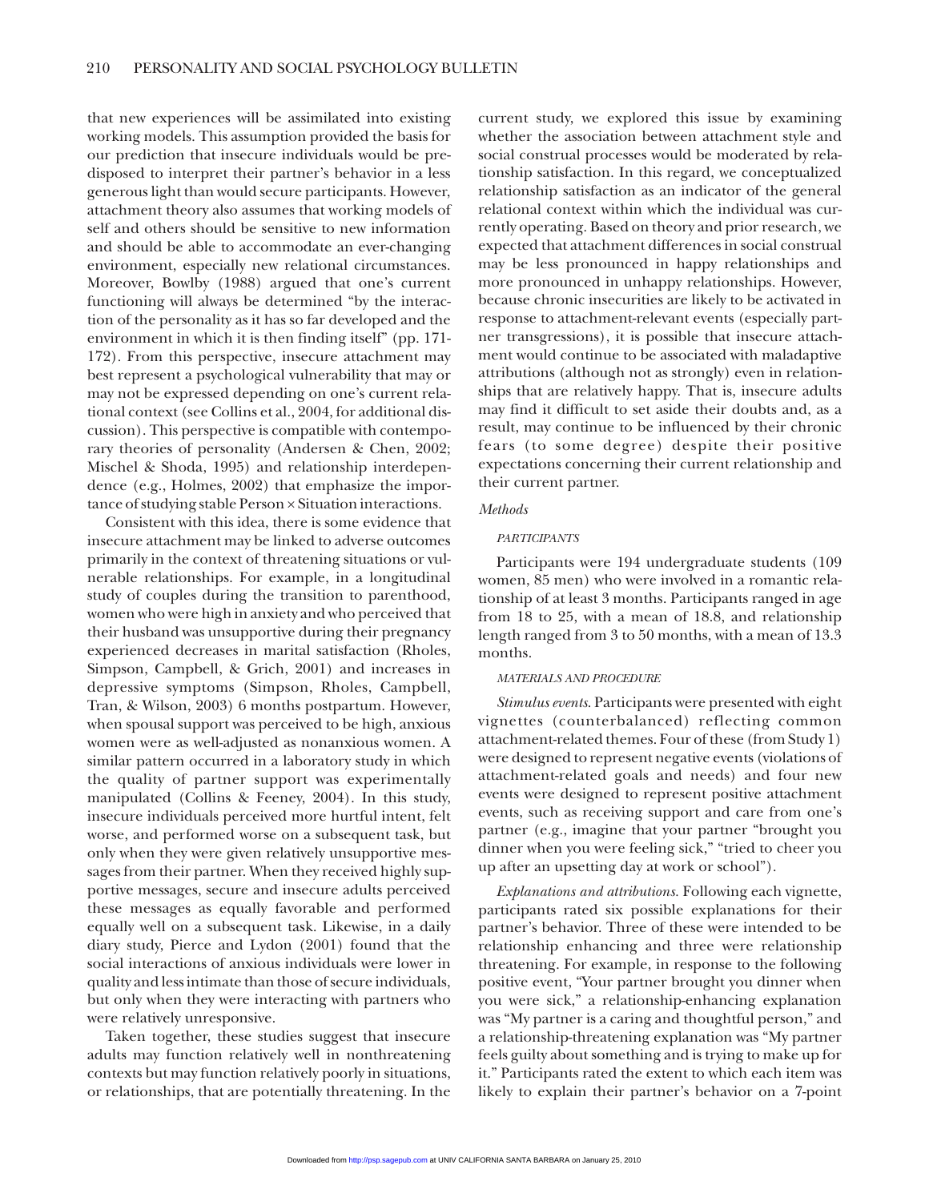that new experiences will be assimilated into existing working models. This assumption provided the basis for our prediction that insecure individuals would be predisposed to interpret their partner's behavior in a less generous light than would secure participants. However, attachment theory also assumes that working models of self and others should be sensitive to new information and should be able to accommodate an ever-changing environment, especially new relational circumstances. Moreover, Bowlby (1988) argued that one's current functioning will always be determined "by the interaction of the personality as it has so far developed and the environment in which it is then finding itself" (pp. 171-172). From this perspective, insecure attachment may best represent a psychological vulnerability that may or may not be expressed depending on one's current relational context (see Collins et al., 2004, for additional discussion). This perspective is compatible with contemporary theories of personality (Andersen & Chen, 2002; Mischel & Shoda, 1995) and relationship interdependence (e.g., Holmes, 2002) that emphasize the importance of studying stable Person × Situation interactions.

Consistent with this idea, there is some evidence that insecure attachment may be linked to adverse outcomes primarily in the context of threatening situations or vulnerable relationships. For example, in a longitudinal study of couples during the transition to parenthood, women who were high in anxiety and who perceived that their husband was unsupportive during their pregnancy experienced decreases in marital satisfaction (Rholes, Simpson, Campbell, & Grich, 2001) and increases in depressive symptoms (Simpson, Rholes, Campbell, Tran, & Wilson, 2003) 6 months postpartum. However, when spousal support was perceived to be high, anxious women were as well-adjusted as nonanxious women. A similar pattern occurred in a laboratory study in which the quality of partner support was experimentally manipulated (Collins & Feeney, 2004). In this study, insecure individuals perceived more hurtful intent, felt worse, and performed worse on a subsequent task, but only when they were given relatively unsupportive messages from their partner. When they received highly supportive messages, secure and insecure adults perceived these messages as equally favorable and performed equally well on a subsequent task. Likewise, in a daily diary study, Pierce and Lydon (2001) found that the social interactions of anxious individuals were lower in quality and less intimate than those of secure individuals, but only when they were interacting with partners who were relatively unresponsive.

Taken together, these studies suggest that insecure adults may function relatively well in nonthreatening contexts but may function relatively poorly in situations, or relationships, that are potentially threatening. In the current study, we explored this issue by examining whether the association between attachment style and social construal processes would be moderated by relationship satisfaction. In this regard, we conceptualized relationship satisfaction as an indicator of the general relational context within which the individual was currently operating. Based on theory and prior research, we expected that attachment differences in social construal may be less pronounced in happy relationships and more pronounced in unhappy relationships. However, because chronic insecurities are likely to be activated in response to attachment-relevant events (especially partner transgressions), it is possible that insecure attachment would continue to be associated with maladaptive attributions (although not as strongly) even in relationships that are relatively happy. That is, insecure adults may find it difficult to set aside their doubts and, as a result, may continue to be influenced by their chronic fears (to some degree) despite their positive expectations concerning their current relationship and their current partner.

### *Methods*

#### PARTICIPANTS

Participants were 194 undergraduate students (109 women, 85 men) who were involved in a romantic relationship of at least 3 months. Participants ranged in age from 18 to 25, with a mean of 18.8, and relationship length ranged from 3 to 50 months, with a mean of 13.3 months.

#### MATERIALS AND PROCEDURE

*Stimulus events*. Participants were presented with eight vignettes (counterbalanced) reflecting common attachment-related themes. Four of these (from Study 1) were designed to represent negative events (violations of attachment-related goals and needs) and four new events were designed to represent positive attachment events, such as receiving support and care from one's partner (e.g., imagine that your partner "brought you dinner when you were feeling sick," "tried to cheer you up after an upsetting day at work or school").

*Explanations and attributions*. Following each vignette, participants rated six possible explanations for their partner's behavior. Three of these were intended to be relationship enhancing and three were relationship threatening. For example, in response to the following positive event, "Your partner brought you dinner when you were sick," a relationship-enhancing explanation was "My partner is a caring and thoughtful person," and a relationship-threatening explanation was "My partner feels guilty about something and is trying to make up for it." Participants rated the extent to which each item was likely to explain their partner's behavior on a 7-point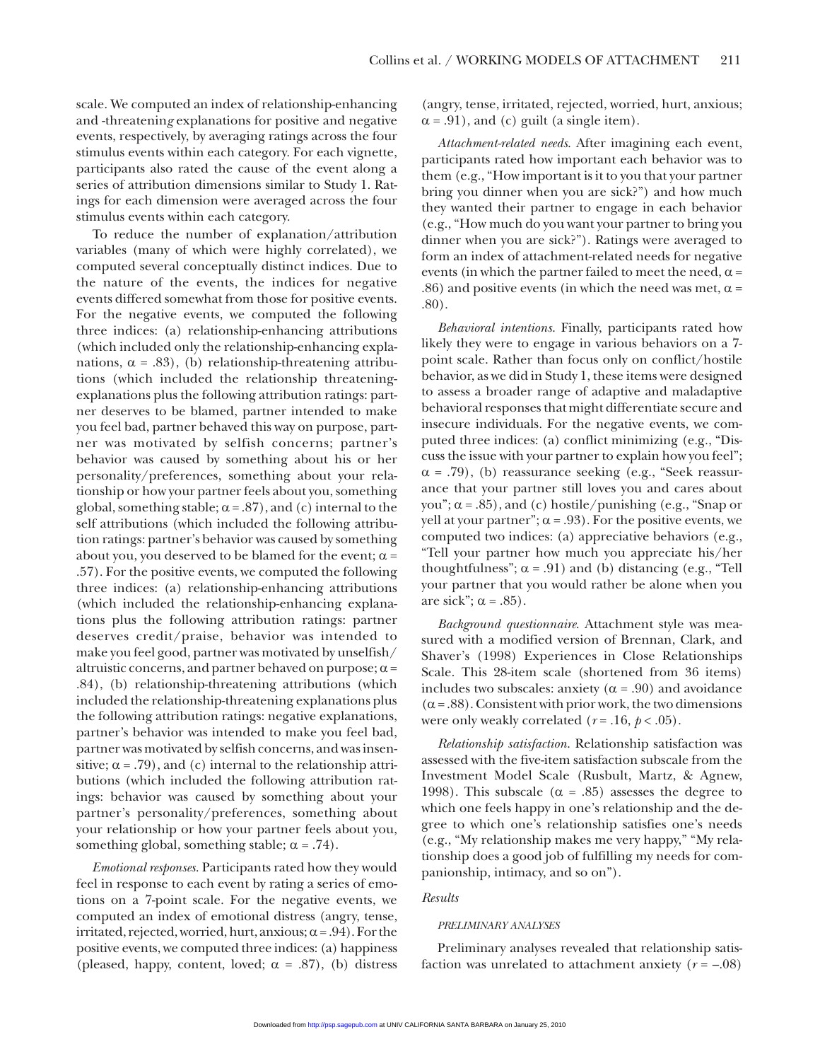scale. We computed an index of relationship-enhancing and -threatening explanations for positive and negative events, respectively, by averaging ratings across the four stimulus events within each category. For each vignette, participants also rated the cause of the event along a series of attribution dimensions similar to Study 1. Ratings for each dimension were averaged across the four stimulus events within each category.

To reduce the number of explanation/attribution variables (many of which were highly correlated), we computed several conceptually distinct indices. Due to the nature of the events, the indices for negative events differed somewhat from those for positive events. For the negative events, we computed the following three indices: (a) relationship-enhancing attributions (which included only the relationship-enhancing explanations, $\alpha = .83$), (b) relationship-threatening attributions (which included the relationship threatening-explanations plus the following attribution ratings: partner deserves to be blamed, partner intended to make you feel bad, partner behaved this way on purpose, partner was motivated by selfish concerns; partner's behavior was caused by something about his or her personality/preferences, something about your relationship or how your partner feels about you, something global, something stable; $\alpha = .87$), and (c) internal to the self attributions (which included the following attribution ratings: partner's behavior was caused by something about you, you deserved to be blamed for the event; $\alpha = .57$). For the positive events, we computed the following three indices: (a) relationship-enhancing attributions (which included the relationship-enhancing explanations plus the following attribution ratings: partner deserves credit/praise, behavior was intended to make you feel good, partner was motivated by unselfish/altruistic concerns, and partner behaved on purpose; $\alpha = .84$), (b) relationship-threatening attributions (which included the relationship-threatening explanations plus the following attribution ratings: negative explanations, partner's behavior was intended to make you feel bad, partner was motivated by selfish concerns, and was insensitive; $\alpha = .79$), and (c) internal to the relationship attributions (which included the following attribution ratings: behavior was caused by something about your partner's personality/preferences, something about your relationship or how your partner feels about you, something global, something stable; $\alpha = .74$).

*Emotional responses*. Participants rated how they would feel in response to each event by rating a series of emotions on a 7-point scale. For the negative events, we computed an index of emotional distress (angry, tense, irritated, rejected, worried, hurt, anxious; $\alpha = .94$). For the positive events, we computed three indices: (a) happiness (pleased, happy, content, loved; $\alpha = .87$), (b) distress (angry, tense, irritated, rejected, worried, hurt, anxious; $\alpha = .91$), and (c) guilt (a single item).

*Attachment-related needs*. After imagining each event, participants rated how important each behavior was to them (e.g., "How important is it to you that your partner bring you dinner when you are sick?") and how much they wanted their partner to engage in each behavior (e.g., "How much do you want your partner to bring you dinner when you are sick?"). Ratings were averaged to form an index of attachment-related needs for negative events (in which the partner failed to meet the need, $\alpha = .86$) and positive events (in which the need was met, $\alpha = .80$).

*Behavioral intentions*. Finally, participants rated how likely they were to engage in various behaviors on a 7-point scale. Rather than focus only on conflict/hostile behavior, as we did in Study 1, these items were designed to assess a broader range of adaptive and maladaptive behavioral responses that might differentiate secure and insecure individuals. For the negative events, we computed three indices: (a) conflict minimizing (e.g., "Discuss the issue with your partner to explain how you feel"; $\alpha = .79$), (b) reassurance seeking (e.g., "Seek reassurance that your partner still loves you and cares about you"; $\alpha = .85$), and (c) hostile/punishing (e.g., "Snap or yell at your partner"; $\alpha = .93$). For the positive events, we computed two indices: (a) appreciative behaviors (e.g., "Tell your partner how much you appreciate his/her thoughtfulness"; $\alpha = .91$) and (b) distancing (e.g., "Tell your partner that you would rather be alone when you are sick"; $\alpha = .85$).

*Background questionnaire*. Attachment style was measured with a modified version of Brennan, Clark, and Shaver's (1998) Experiences in Close Relationships Scale. This 28-item scale (shortened from 36 items) includes two subscales: anxiety ($\alpha = .90$) and avoidance ($\alpha = .88$). Consistent with prior work, the two dimensions were only weakly correlated ($r = .16$, $p < .05$).

*Relationship satisfaction*. Relationship satisfaction was assessed with the five-item satisfaction subscale from the Investment Model Scale (Rusbult, Martz, & Agnew, 1998). This subscale ($\alpha = .85$) assesses the degree to which one feels happy in one's relationship and the degree to which one's relationship satisfies one's needs (e.g., "My relationship makes me very happy," "My relationship does a good job of fulfilling my needs for companionship, intimacy, and so on").

### *Results*

#### PRELIMINARY ANALYSES

Preliminary analyses revealed that relationship satisfaction was unrelated to attachment anxiety ($r = -.08$)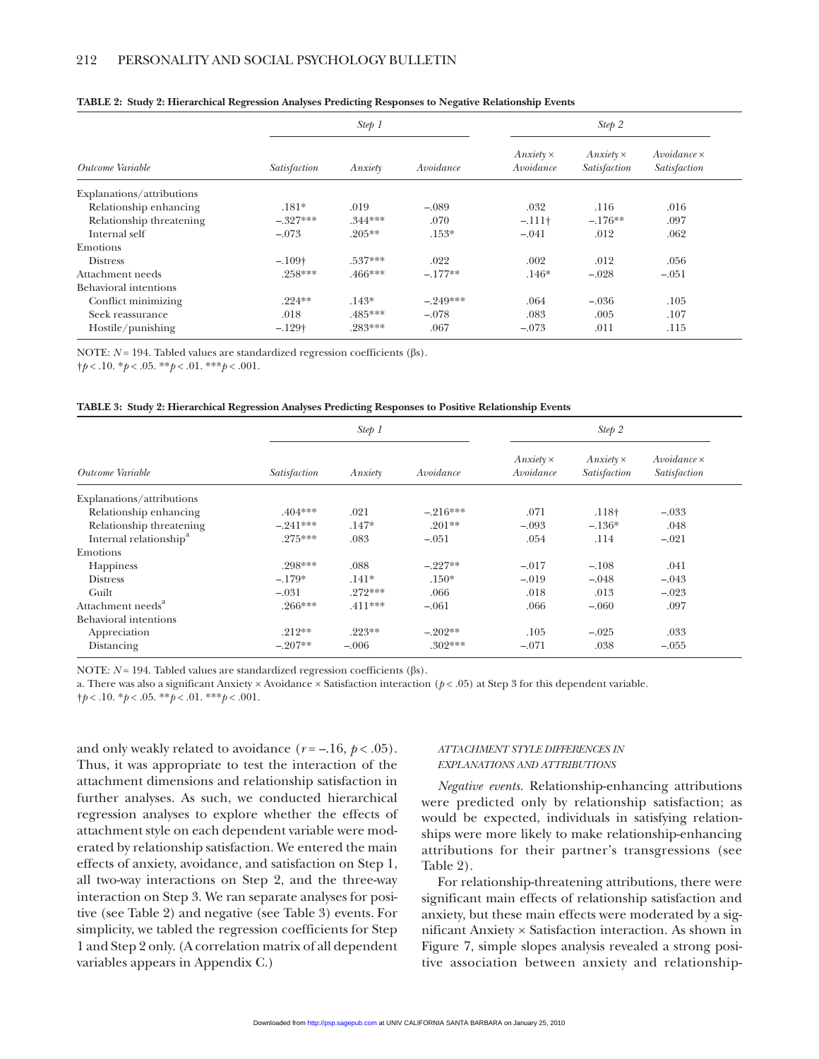**TABLE 2: Study 2: Hierarchical Regression Analyses Predicting Responses to Negative Relationship Events**

| | *Step 1* | | | *Step 2* | | |
|---|---|---|---|---|---|---|
| *Outcome Variable* | *Satisfaction* | *Anxiety* | *Avoidance* | *Anxiety × Avoidance* | *Anxiety × Satisfaction* | *Avoidance × Satisfaction* |
| Explanations/attributions | | | | | | |
| Relationship enhancing | .181* | .019 | –.089 | .032 | .116 | .016 |
| Relationship threatening | –.327*** | .344*** | .070 | –.111† | –.176** | .097 |
| Internal self | –.073 | .205** | .153* | –.041 | .012 | .062 |
| Emotions | | | | | | |
| Distress | –.109† | .537*** | .022 | .002 | .012 | .056 |
| Attachment needs | .258*** | .466*** | –.177** | .146* | –.028 | –.051 |
| Behavioral intentions | | | | | | |
| Conflict minimizing | .224** | .143* | –.249*** | .064 | –.036 | .105 |
| Seek reassurance | .018 | .485*** | –.078 | .083 | .005 | .107 |
| Hostile/punishing | –.129† | .283*** | .067 | –.073 | .011 | .115 |

NOTE: $N = 194$. Tabled values are standardized regression coefficients (βs).
†$p < .10$. *$p < .05$. **$p < .01$. ***$p < .001$.

**TABLE 3: Study 2: Hierarchical Regression Analyses Predicting Responses to Positive Relationship Events**

| | *Step 1* | | | *Step 2* | | |
|---|---|---|---|---|---|---|
| *Outcome Variable* | *Satisfaction* | *Anxiety* | *Avoidance* | *Anxiety × Avoidance* | *Anxiety × Satisfaction* | *Avoidance × Satisfaction* |
| Explanations/attributions | | | | | | |
| Relationship enhancing | .404*** | .021 | –.216*** | .071 | .118† | –.033 |
| Relationship threatening | –.241*** | .147* | .201** | –.093 | –.136* | .048 |
| Internal relationship[a] | .275*** | .083 | –.051 | .054 | .114 | –.021 |
| Emotions | | | | | | |
| Happiness | .298*** | .088 | –.227** | –.017 | –.108 | .041 |
| Distress | –.179* | .141* | .150* | –.019 | –.048 | –.043 |
| Guilt | –.031 | .272*** | .066 | .018 | .013 | –.023 |
| Attachment needs[a] | .266*** | .411*** | –.061 | .066 | –.060 | .097 |
| Behavioral intentions | | | | | | |
| Appreciation | .212** | .223** | –.202** | .105 | –.025 | .033 |
| Distancing | –.207** | –.006 | .302*** | –.071 | .038 | –.055 |

NOTE: $N = 194$. Tabled values are standardized regression coefficients (βs).
a. There was also a significant Anxiety × Avoidance × Satisfaction interaction ($p < .05$) at Step 3 for this dependent variable.
†$p < .10$. *$p < .05$. **$p < .01$. ***$p < .001$.

and only weakly related to avoidance ($r = –.16$, $p < .05$). Thus, it was appropriate to test the interaction of the attachment dimensions and relationship satisfaction in further analyses. As such, we conducted hierarchical regression analyses to explore whether the effects of attachment style on each dependent variable were moderated by relationship satisfaction. We entered the main effects of anxiety, avoidance, and satisfaction on Step 1, all two-way interactions on Step 2, and the three-way interaction on Step 3. We ran separate analyses for positive (see Table 2) and negative (see Table 3) events. For simplicity, we tabled the regression coefficients for Step 1 and Step 2 only. (A correlation matrix of all dependent variables appears in Appendix C.)

### *ATTACHMENT STYLE DIFFERENCES IN EXPLANATIONS AND ATTRIBUTIONS*

*Negative events.* Relationship-enhancing attributions were predicted only by relationship satisfaction; as would be expected, individuals in satisfying relationships were more likely to make relationship-enhancing attributions for their partner's transgressions (see Table 2).

For relationship-threatening attributions, there were significant main effects of relationship satisfaction and anxiety, but these main effects were moderated by a significant Anxiety × Satisfaction interaction. As shown in Figure 7, simple slopes analysis revealed a strong positive association between anxiety and relationship-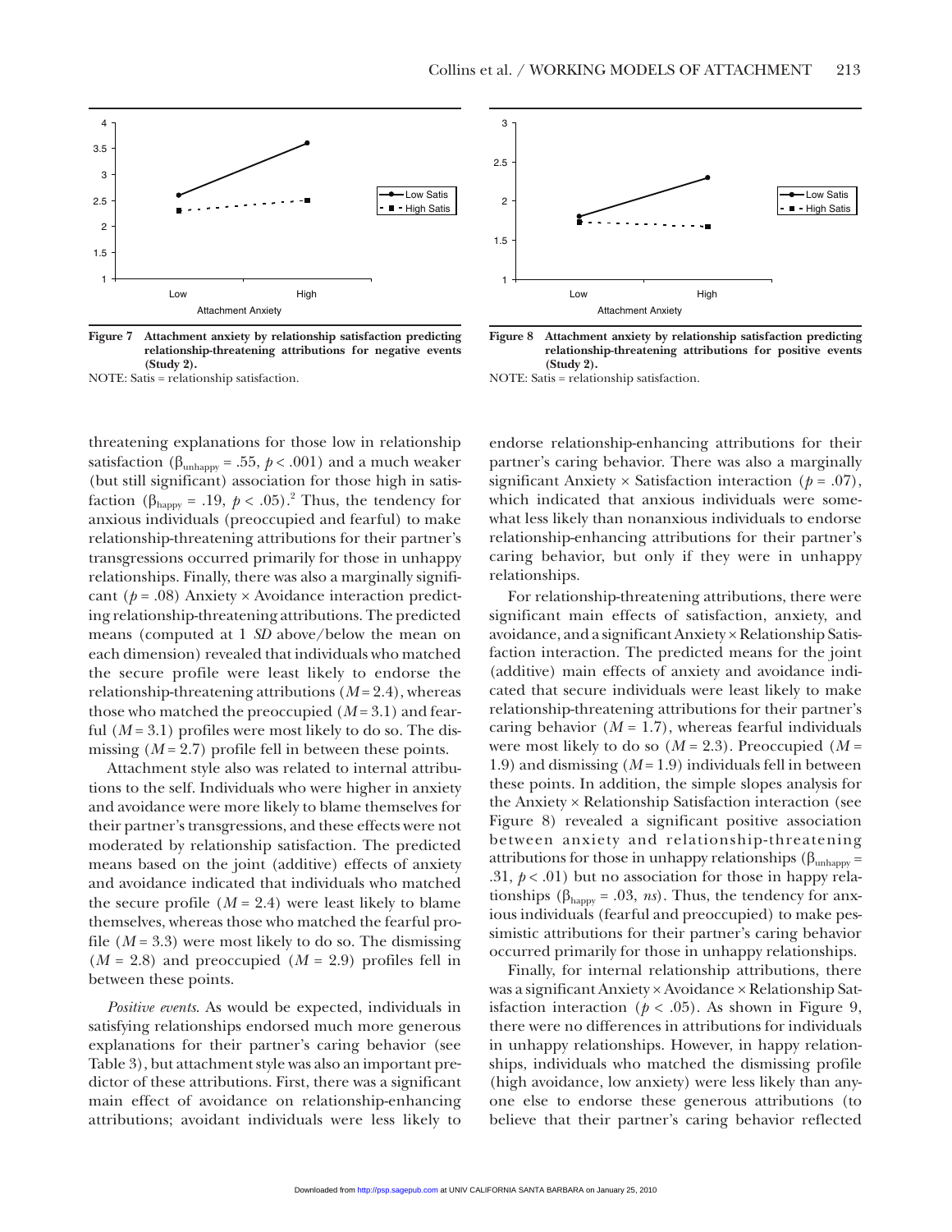Figure 7 Attachment anxiety by relationship satisfaction predicting relationship-threatening attributions for negative events (Study 2).

NOTE: Satis = relationship satisfaction.

Figure 8 Attachment anxiety by relationship satisfaction predicting relationship-threatening attributions for positive events (Study 2).

NOTE: Satis = relationship satisfaction.

threatening explanations for those low in relationship satisfaction ($\beta_{unhappy}$ = .55, $p < .001$) and a much weaker (but still significant) association for those high in satisfaction ($\beta_{happy}$ = .19, $p < .05$).[2] Thus, the tendency for anxious individuals (preoccupied and fearful) to make relationship-threatening attributions for their partner's transgressions occurred primarily for those in unhappy relationships. Finally, there was also a marginally significant ($p$ = .08) Anxiety × Avoidance interaction predicting relationship-threatening attributions. The predicted means (computed at 1 *SD* above/below the mean on each dimension) revealed that individuals who matched the secure profile were least likely to endorse the relationship-threatening attributions ($M$ = 2.4), whereas those who matched the preoccupied ($M$ = 3.1) and fearful ($M$ = 3.1) profiles were most likely to do so. The dismissing ($M$ = 2.7) profile fell in between these points.

Attachment style also was related to internal attributions to the self. Individuals who were higher in anxiety and avoidance were more likely to blame themselves for their partner's transgressions, and these effects were not moderated by relationship satisfaction. The predicted means based on the joint (additive) effects of anxiety and avoidance indicated that individuals who matched the secure profile ($M$ = 2.4) were least likely to blame themselves, whereas those who matched the fearful profile ($M$ = 3.3) were most likely to do so. The dismissing ($M$ = 2.8) and preoccupied ($M$ = 2.9) profiles fell in between these points.

*Positive events.* As would be expected, individuals in satisfying relationships endorsed much more generous explanations for their partner's caring behavior (see Table 3), but attachment style was also an important predictor of these attributions. First, there was a significant main effect of avoidance on relationship-enhancing attributions; avoidant individuals were less likely to endorse relationship-enhancing attributions for their partner's caring behavior. There was also a marginally significant Anxiety × Satisfaction interaction ($p$ = .07), which indicated that anxious individuals were somewhat less likely than nonanxious individuals to endorse relationship-enhancing attributions for their partner's caring behavior, but only if they were in unhappy relationships.

For relationship-threatening attributions, there were significant main effects of satisfaction, anxiety, and avoidance, and a significant Anxiety × Relationship Satisfaction interaction. The predicted means for the joint (additive) main effects of anxiety and avoidance indicated that secure individuals were least likely to make relationship-threatening attributions for their partner's caring behavior ($M$ = 1.7), whereas fearful individuals were most likely to do so ($M$ = 2.3). Preoccupied ($M$ = 1.9) and dismissing ($M$ = 1.9) individuals fell in between these points. In addition, the simple slopes analysis for the Anxiety × Relationship Satisfaction interaction (see Figure 8) revealed a significant positive association between anxiety and relationship-threatening attributions for those in unhappy relationships ($\beta_{unhappy}$ = .31, $p < .01$) but no association for those in happy relationships ($\beta_{happy}$ = .03, *ns*). Thus, the tendency for anxious individuals (fearful and preoccupied) to make pessimistic attributions for their partner's caring behavior occurred primarily for those in unhappy relationships.

Finally, for internal relationship attributions, there was a significant Anxiety × Avoidance × Relationship Satisfaction interaction ($p < .05$). As shown in Figure 9, there were no differences in attributions for individuals in unhappy relationships. However, in happy relationships, individuals who matched the dismissing profile (high avoidance, low anxiety) were less likely than anyone else to endorse these generous attributions (to believe that their partner's caring behavior reflected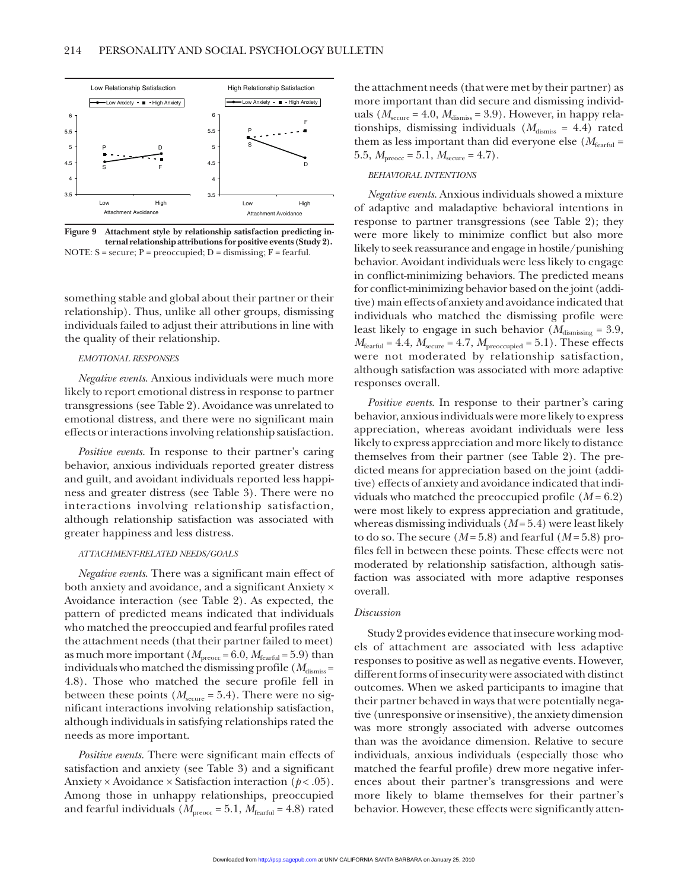Figure 9 Attachment style by relationship satisfaction predicting internal relationship attributions for positive events (Study 2).
NOTE: S = secure; P = preoccupied; D = dismissing; F = fearful.

something stable and global about their partner or their relationship). Thus, unlike all other groups, dismissing individuals failed to adjust their attributions in line with the quality of their relationship.

#### EMOTIONAL RESPONSES

*Negative events*. Anxious individuals were much more likely to report emotional distress in response to partner transgressions (see Table 2). Avoidance was unrelated to emotional distress, and there were no significant main effects or interactions involving relationship satisfaction.

*Positive events*. In response to their partner's caring behavior, anxious individuals reported greater distress and guilt, and avoidant individuals reported less happiness and greater distress (see Table 3). There were no interactions involving relationship satisfaction, although relationship satisfaction was associated with greater happiness and less distress.

#### ATTACHMENT-RELATED NEEDS/GOALS

*Negative events*. There was a significant main effect of both anxiety and avoidance, and a significant Anxiety × Avoidance interaction (see Table 2). As expected, the pattern of predicted means indicated that individuals who matched the preoccupied and fearful profiles rated the attachment needs (that their partner failed to meet) as much more important ($M_{\text{preocc}} = 6.0$, $M_{\text{fearful}} = 5.9$) than individuals who matched the dismissing profile ($M_{\text{dismiss}} = 4.8$). Those who matched the secure profile fell in between these points ($M_{\text{secure}} = 5.4$). There were no significant interactions involving relationship satisfaction, although individuals in satisfying relationships rated the needs as more important.

*Positive events*. There were significant main effects of satisfaction and anxiety (see Table 3) and a significant Anxiety × Avoidance × Satisfaction interaction ($p < .05$). Among those in unhappy relationships, preoccupied and fearful individuals ($M_{\text{preocc}} = 5.1$, $M_{\text{fearful}} = 4.8$) rated the attachment needs (that were met by their partner) as more important than did secure and dismissing individuals ($M_{\text{secure}} = 4.0$, $M_{\text{dismiss}} = 3.9$). However, in happy relationships, dismissing individuals ($M_{\text{dismiss}} = 4.4$) rated them as less important than did everyone else ($M_{\text{fearful}} = 5.5$, $M_{\text{preocc}} = 5.1$, $M_{\text{secure}} = 4.7$).

#### BEHAVIORAL INTENTIONS

*Negative events*. Anxious individuals showed a mixture of adaptive and maladaptive behavioral intentions in response to partner transgressions (see Table 2); they were more likely to minimize conflict but also more likely to seek reassurance and engage in hostile/punishing behavior. Avoidant individuals were less likely to engage in conflict-minimizing behaviors. The predicted means for conflict-minimizing behavior based on the joint (additive) main effects of anxiety and avoidance indicated that individuals who matched the dismissing profile were least likely to engage in such behavior ($M_{\text{dismissing}} = 3.9$, $M_{\text{fearful}} = 4.4$, $M_{\text{secure}} = 4.7$, $M_{\text{preoccupied}} = 5.1$). These effects were not moderated by relationship satisfaction, although satisfaction was associated with more adaptive responses overall.

*Positive events*. In response to their partner's caring behavior, anxious individuals were more likely to express appreciation, whereas avoidant individuals were less likely to express appreciation and more likely to distance themselves from their partner (see Table 2). The predicted means for appreciation based on the joint (additive) effects of anxiety and avoidance indicated that individuals who matched the preoccupied profile ($M = 6.2$) were most likely to express appreciation and gratitude, whereas dismissing individuals ($M = 5.4$) were least likely to do so. The secure ($M = 5.8$) and fearful ($M = 5.8$) profiles fell in between these points. These effects were not moderated by relationship satisfaction, although satisfaction was associated with more adaptive responses overall.

### Discussion

Study 2 provides evidence that insecure working models of attachment are associated with less adaptive responses to positive as well as negative events. However, different forms of insecurity were associated with distinct outcomes. When we asked participants to imagine that their partner behaved in ways that were potentially negative (unresponsive or insensitive), the anxiety dimension was more strongly associated with adverse outcomes than was the avoidance dimension. Relative to secure individuals, anxious individuals (especially those who matched the fearful profile) drew more negative inferences about their partner's transgressions and were more likely to blame themselves for their partner's behavior. However, these effects were significantly atten-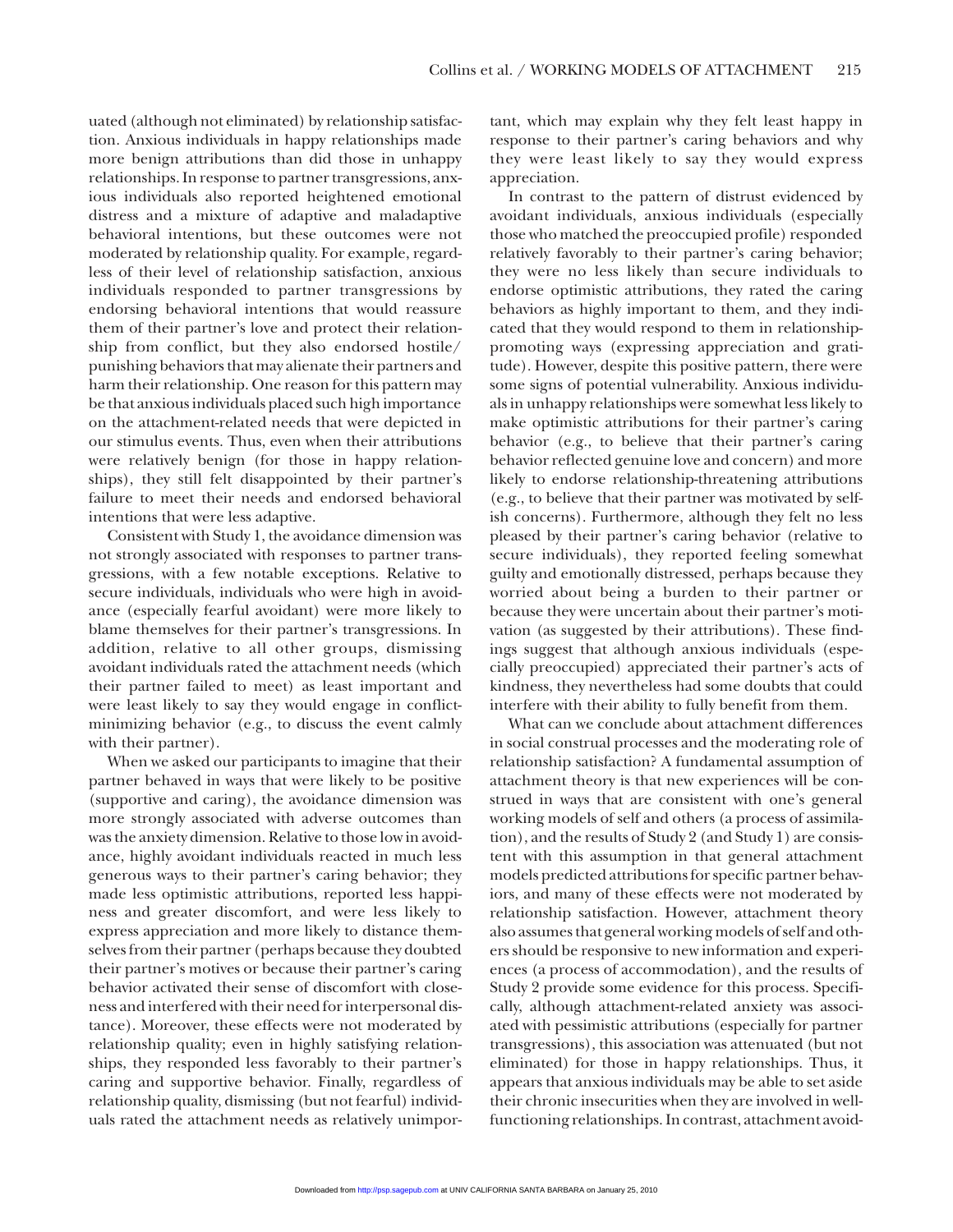uated (although not eliminated) by relationship satisfaction. Anxious individuals in happy relationships made more benign attributions than did those in unhappy relationships. In response to partner transgressions, anxious individuals also reported heightened emotional distress and a mixture of adaptive and maladaptive behavioral intentions, but these outcomes were not moderated by relationship quality. For example, regardless of their level of relationship satisfaction, anxious individuals responded to partner transgressions by endorsing behavioral intentions that would reassure them of their partner's love and protect their relationship from conflict, but they also endorsed hostile/punishing behaviors that may alienate their partners and harm their relationship. One reason for this pattern may be that anxious individuals placed such high importance on the attachment-related needs that were depicted in our stimulus events. Thus, even when their attributions were relatively benign (for those in happy relationships), they still felt disappointed by their partner's failure to meet their needs and endorsed behavioral intentions that were less adaptive.

Consistent with Study 1, the avoidance dimension was not strongly associated with responses to partner transgressions, with a few notable exceptions. Relative to secure individuals, individuals who were high in avoidance (especially fearful avoidant) were more likely to blame themselves for their partner's transgressions. In addition, relative to all other groups, dismissing avoidant individuals rated the attachment needs (which their partner failed to meet) as least important and were least likely to say they would engage in conflict-minimizing behavior (e.g., to discuss the event calmly with their partner).

When we asked our participants to imagine that their partner behaved in ways that were likely to be positive (supportive and caring), the avoidance dimension was more strongly associated with adverse outcomes than was the anxiety dimension. Relative to those low in avoidance, highly avoidant individuals reacted in much less generous ways to their partner's caring behavior; they made less optimistic attributions, reported less happiness and greater discomfort, and were less likely to express appreciation and more likely to distance themselves from their partner (perhaps because they doubted their partner's motives or because their partner's caring behavior activated their sense of discomfort with closeness and interfered with their need for interpersonal distance). Moreover, these effects were not moderated by relationship quality; even in highly satisfying relationships, they responded less favorably to their partner's caring and supportive behavior. Finally, regardless of relationship quality, dismissing (but not fearful) individuals rated the attachment needs as relatively unimportant, which may explain why they felt least happy in response to their partner's caring behaviors and why they were least likely to say they would express appreciation.

In contrast to the pattern of distrust evidenced by avoidant individuals, anxious individuals (especially those who matched the preoccupied profile) responded relatively favorably to their partner's caring behavior; they were no less likely than secure individuals to endorse optimistic attributions, they rated the caring behaviors as highly important to them, and they indicated that they would respond to them in relationship-promoting ways (expressing appreciation and gratitude). However, despite this positive pattern, there were some signs of potential vulnerability. Anxious individuals in unhappy relationships were somewhat less likely to make optimistic attributions for their partner's caring behavior (e.g., to believe that their partner's caring behavior reflected genuine love and concern) and more likely to endorse relationship-threatening attributions (e.g., to believe that their partner was motivated by selfish concerns). Furthermore, although they felt no less pleased by their partner's caring behavior (relative to secure individuals), they reported feeling somewhat guilty and emotionally distressed, perhaps because they worried about being a burden to their partner or because they were uncertain about their partner's motivation (as suggested by their attributions). These findings suggest that although anxious individuals (especially preoccupied) appreciated their partner's acts of kindness, they nevertheless had some doubts that could interfere with their ability to fully benefit from them.

What can we conclude about attachment differences in social construal processes and the moderating role of relationship satisfaction? A fundamental assumption of attachment theory is that new experiences will be construed in ways that are consistent with one's general working models of self and others (a process of assimilation), and the results of Study 2 (and Study 1) are consistent with this assumption in that general attachment models predicted attributions for specific partner behaviors, and many of these effects were not moderated by relationship satisfaction. However, attachment theory also assumes that general working models of self and others should be responsive to new information and experiences (a process of accommodation), and the results of Study 2 provide some evidence for this process. Specifically, although attachment-related anxiety was associated with pessimistic attributions (especially for partner transgressions), this association was attenuated (but not eliminated) for those in happy relationships. Thus, it appears that anxious individuals may be able to set aside their chronic insecurities when they are involved in well-functioning relationships. In contrast, attachment avoid-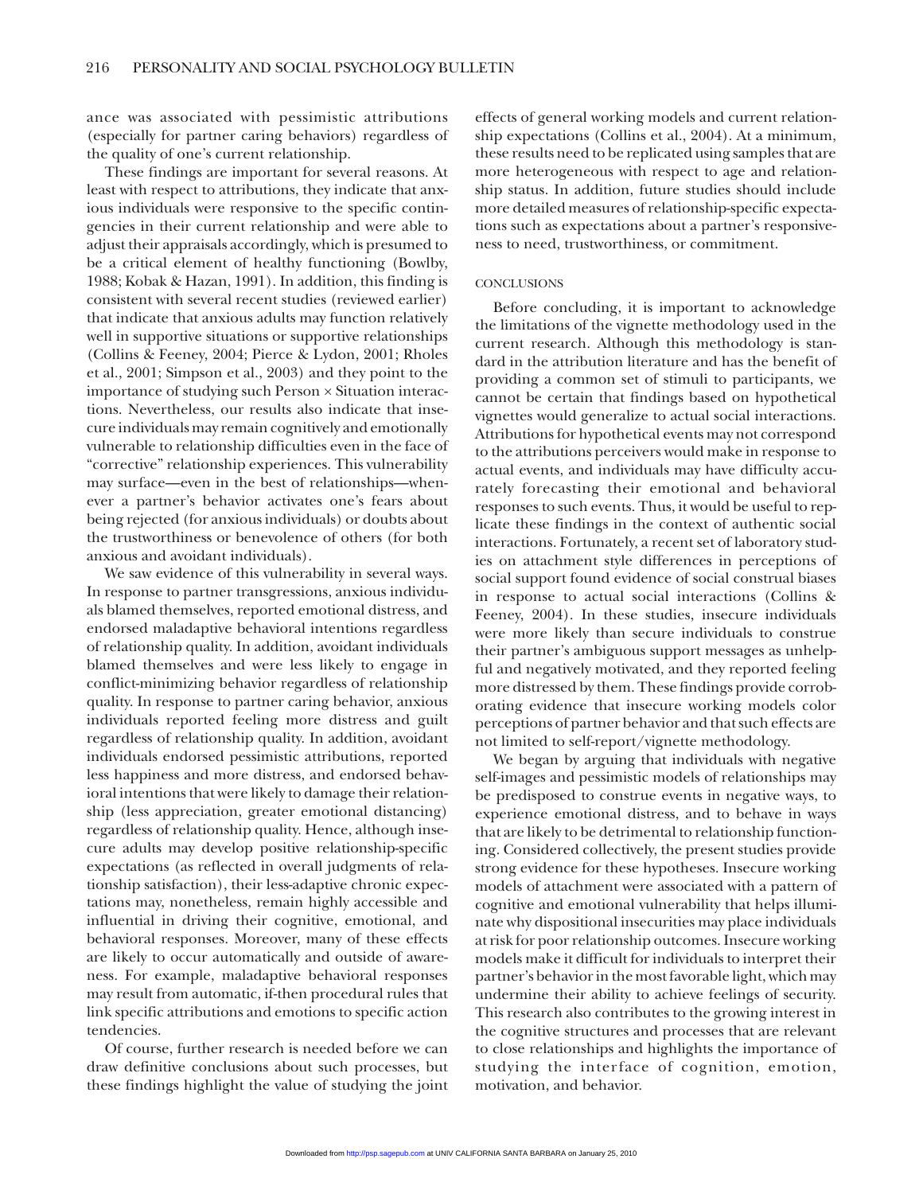ance was associated with pessimistic attributions (especially for partner caring behaviors) regardless of the quality of one's current relationship.

These findings are important for several reasons. At least with respect to attributions, they indicate that anxious individuals were responsive to the specific contingencies in their current relationship and were able to adjust their appraisals accordingly, which is presumed to be a critical element of healthy functioning (Bowlby, 1988; Kobak & Hazan, 1991). In addition, this finding is consistent with several recent studies (reviewed earlier) that indicate that anxious adults may function relatively well in supportive situations or supportive relationships (Collins & Feeney, 2004; Pierce & Lydon, 2001; Rholes et al., 2001; Simpson et al., 2003) and they point to the importance of studying such Person × Situation interactions. Nevertheless, our results also indicate that insecure individuals may remain cognitively and emotionally vulnerable to relationship difficulties even in the face of "corrective" relationship experiences. This vulnerability may surface—even in the best of relationships—whenever a partner's behavior activates one's fears about being rejected (for anxious individuals) or doubts about the trustworthiness or benevolence of others (for both anxious and avoidant individuals).

We saw evidence of this vulnerability in several ways. In response to partner transgressions, anxious individuals blamed themselves, reported emotional distress, and endorsed maladaptive behavioral intentions regardless of relationship quality. In addition, avoidant individuals blamed themselves and were less likely to engage in conflict-minimizing behavior regardless of relationship quality. In response to partner caring behavior, anxious individuals reported feeling more distress and guilt regardless of relationship quality. In addition, avoidant individuals endorsed pessimistic attributions, reported less happiness and more distress, and endorsed behavioral intentions that were likely to damage their relationship (less appreciation, greater emotional distancing) regardless of relationship quality. Hence, although insecure adults may develop positive relationship-specific expectations (as reflected in overall judgments of relationship satisfaction), their less-adaptive chronic expectations may, nonetheless, remain highly accessible and influential in driving their cognitive, emotional, and behavioral responses. Moreover, many of these effects are likely to occur automatically and outside of awareness. For example, maladaptive behavioral responses may result from automatic, if-then procedural rules that link specific attributions and emotions to specific action tendencies.

Of course, further research is needed before we can draw definitive conclusions about such processes, but these findings highlight the value of studying the joint effects of general working models and current relationship expectations (Collins et al., 2004). At a minimum, these results need to be replicated using samples that are more heterogeneous with respect to age and relationship status. In addition, future studies should include more detailed measures of relationship-specific expectations such as expectations about a partner's responsiveness to need, trustworthiness, or commitment.

## CONCLUSIONS

Before concluding, it is important to acknowledge the limitations of the vignette methodology used in the current research. Although this methodology is standard in the attribution literature and has the benefit of providing a common set of stimuli to participants, we cannot be certain that findings based on hypothetical vignettes would generalize to actual social interactions. Attributions for hypothetical events may not correspond to the attributions perceivers would make in response to actual events, and individuals may have difficulty accurately forecasting their emotional and behavioral responses to such events. Thus, it would be useful to replicate these findings in the context of authentic social interactions. Fortunately, a recent set of laboratory studies on attachment style differences in perceptions of social support found evidence of social construal biases in response to actual social interactions (Collins & Feeney, 2004). In these studies, insecure individuals were more likely than secure individuals to construe their partner's ambiguous support messages as unhelpful and negatively motivated, and they reported feeling more distressed by them. These findings provide corroborating evidence that insecure working models color perceptions of partner behavior and that such effects are not limited to self-report/vignette methodology.

We began by arguing that individuals with negative self-images and pessimistic models of relationships may be predisposed to construe events in negative ways, to experience emotional distress, and to behave in ways that are likely to be detrimental to relationship functioning. Considered collectively, the present studies provide strong evidence for these hypotheses. Insecure working models of attachment were associated with a pattern of cognitive and emotional vulnerability that helps illuminate why dispositional insecurities may place individuals at risk for poor relationship outcomes. Insecure working models make it difficult for individuals to interpret their partner's behavior in the most favorable light, which may undermine their ability to achieve feelings of security. This research also contributes to the growing interest in the cognitive structures and processes that are relevant to close relationships and highlights the importance of studying the interface of cognition, emotion, motivation, and behavior.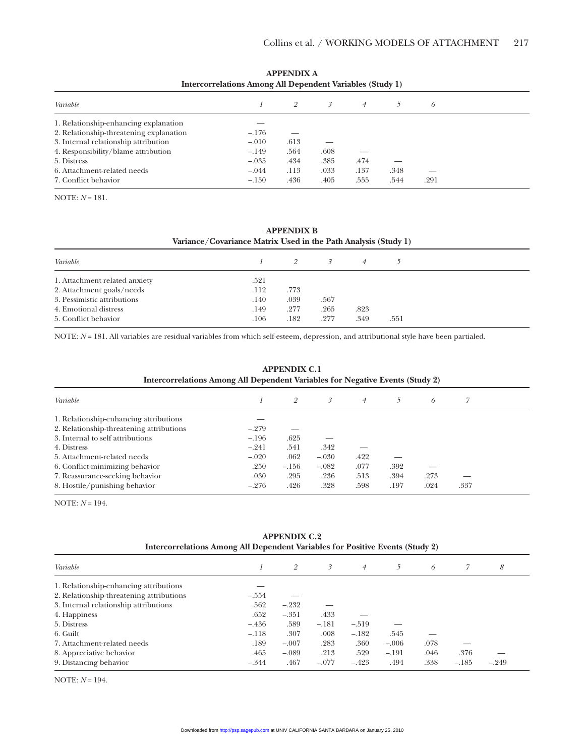## APPENDIX A
### Intercorrelations Among All Dependent Variables (Study 1)

| Variable | 1 | 2 | 3 | 4 | 5 | 6 |
|---|---|---|---|---|---|---|
| 1. Relationship-enhancing explanation | — | | | | | |
| 2. Relationship-threatening explanation | –.176 | — | | | | |
| 3. Internal relationship attribution | –.010 | .613 | — | | | |
| 4. Responsibility/blame attribution | –.149 | .564 | .608 | — | | |
| 5. Distress | –.035 | .434 | .385 | .474 | — | |
| 6. Attachment-related needs | –.044 | .113 | .033 | .137 | .348 | — |
| 7. Conflict behavior | –.150 | .436 | .405 | .555 | .544 | .291 |

NOTE: $N = 181$.

## APPENDIX B
### Variance/Covariance Matrix Used in the Path Analysis (Study 1)

| Variable | 1 | 2 | 3 | 4 | 5 |
|---|---|---|---|---|---|
| 1. Attachment-related anxiety | .521 | | | | |
| 2. Attachment goals/needs | .112 | .773 | | | |
| 3. Pessimistic attributions | .140 | .039 | .567 | | |
| 4. Emotional distress | .149 | .277 | .265 | .823 | |
| 5. Conflict behavior | .106 | .182 | .277 | .349 | .551 |

NOTE: $N = 181$. All variables are residual variables from which self-esteem, depression, and attributional style have been partialed.

## APPENDIX C.1
### Intercorrelations Among All Dependent Variables for Negative Events (Study 2)

| Variable | 1 | 2 | 3 | 4 | 5 | 6 | 7 |
|---|---|---|---|---|---|---|---|
| 1. Relationship-enhancing attributions | — | | | | | | |
| 2. Relationship-threatening attributions | –.279 | — | | | | | |
| 3. Internal to self attributions | –.196 | .625 | — | | | | |
| 4. Distress | –.241 | .541 | .342 | — | | | |
| 5. Attachment-related needs | –.020 | .062 | –.030 | .422 | — | | |
| 6. Conflict-minimizing behavior | .250 | –.156 | –.082 | .077 | .392 | — | |
| 7. Reassurance-seeking behavior | .030 | .295 | .236 | .513 | .394 | .273 | — |
| 8. Hostile/punishing behavior | –.276 | .426 | .328 | .598 | .197 | .024 | .337 |

NOTE: $N = 194$.

## APPENDIX C.2
### Intercorrelations Among All Dependent Variables for Positive Events (Study 2)

| Variable | 1 | 2 | 3 | 4 | 5 | 6 | 7 | 8 |
|---|---|---|---|---|---|---|---|---|
| 1. Relationship-enhancing attributions | — | | | | | | | |
| 2. Relationship-threatening attributions | –.554 | — | | | | | | |
| 3. Internal relationship attributions | .562 | –.232 | — | | | | | |
| 4. Happiness | .652 | –.351 | .433 | — | | | | |
| 5. Distress | –.436 | .589 | –.181 | –.519 | — | | | |
| 6. Guilt | –.118 | .307 | .008 | –.182 | .545 | — | | |
| 7. Attachment-related needs | .189 | –.007 | .283 | .360 | –.006 | .078 | — | |
| 8. Appreciative behavior | .465 | –.089 | .213 | .529 | –.191 | .046 | .376 | — |
| 9. Distancing behavior | –.344 | .467 | –.077 | –.423 | .494 | .338 | –.185 | –.249 |

NOTE: $N = 194$.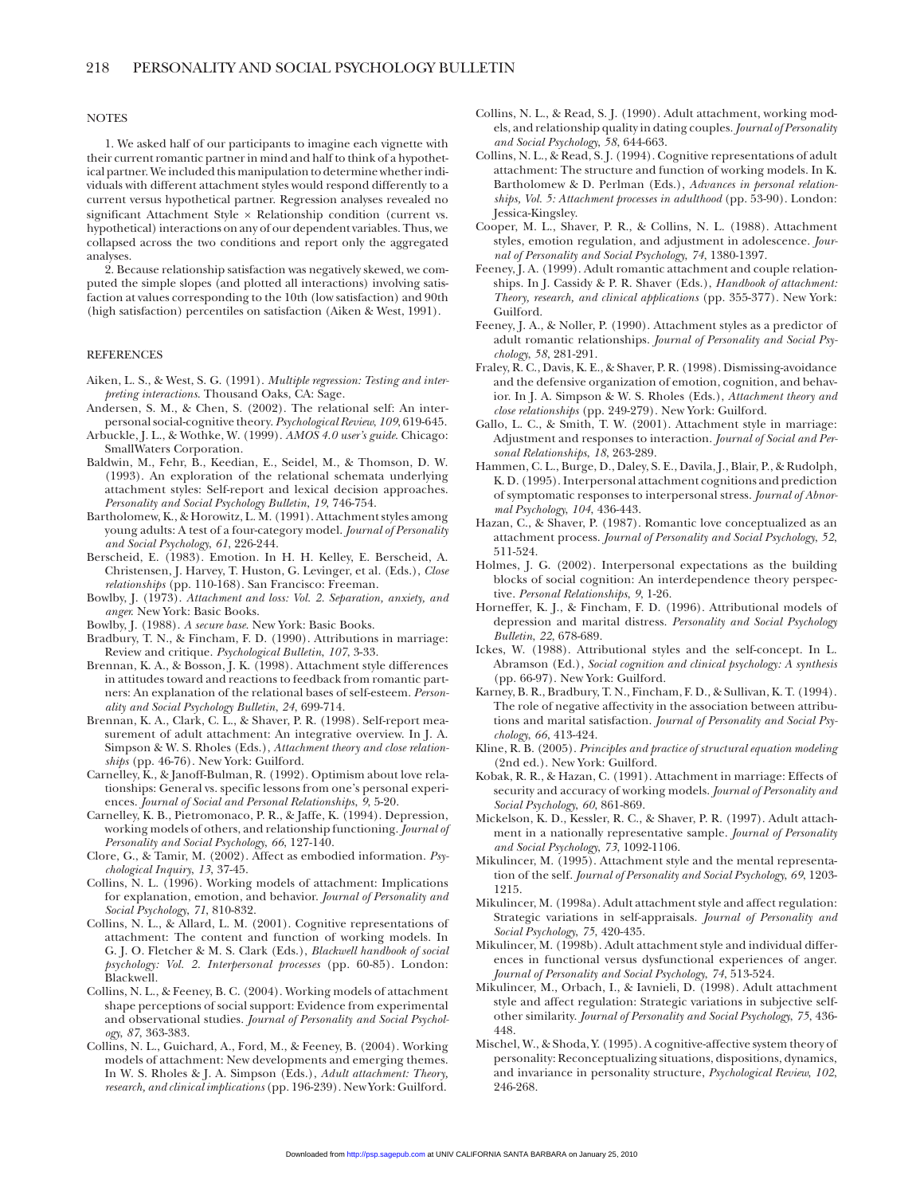## NOTES

1. We asked half of our participants to imagine each vignette with their current romantic partner in mind and half to think of a hypothetical partner. We included this manipulation to determine whether individuals with different attachment styles would respond differently to a current versus hypothetical partner. Regression analyses revealed no significant Attachment Style × Relationship condition (current vs. hypothetical) interactions on any of our dependent variables. Thus, we collapsed across the two conditions and report only the aggregated analyses.

2. Because relationship satisfaction was negatively skewed, we computed the simple slopes (and plotted all interactions) involving satisfaction at values corresponding to the 10th (low satisfaction) and 90th (high satisfaction) percentiles on satisfaction (Aiken & West, 1991).

## REFERENCES

Aiken, L. S., & West, S. G. (1991). *Multiple regression: Testing and interpreting interactions*. Thousand Oaks, CA: Sage.

Andersen, S. M., & Chen, S. (2002). The relational self: An interpersonal social-cognitive theory. *Psychological Review*, *109*, 619-645.

Arbuckle, J. L., & Wothke, W. (1999). *AMOS 4.0 user's guide*. Chicago: SmallWaters Corporation.

Baldwin, M., Fehr, B., Keedian, E., Seidel, M., & Thomson, D. W. (1993). An exploration of the relational schemata underlying attachment styles: Self-report and lexical decision approaches. *Personality and Social Psychology Bulletin*, *19*, 746-754.

Bartholomew, K., & Horowitz, L. M. (1991). Attachment styles among young adults: A test of a four-category model. *Journal of Personality and Social Psychology*, *61*, 226-244.

Berscheid, E. (1983). Emotion. In H. H. Kelley, E. Berscheid, A. Christensen, J. Harvey, T. Huston, G. Levinger, et al. (Eds.), *Close relationships* (pp. 110-168). San Francisco: Freeman.

Bowlby, J. (1973). *Attachment and loss: Vol. 2. Separation, anxiety, and anger.* New York: Basic Books.

Bowlby, J. (1988). *A secure base.* New York: Basic Books.

Bradbury, T. N., & Fincham, F. D. (1990). Attributions in marriage: Review and critique. *Psychological Bulletin*, *107*, 3-33.

Brennan, K. A., & Bosson, J. K. (1998). Attachment style differences in attitudes toward and reactions to feedback from romantic partners: An explanation of the relational bases of self-esteem. *Personality and Social Psychology Bulletin*, *24*, 699-714.

Brennan, K. A., Clark, C. L., & Shaver, P. R. (1998). Self-report measurement of adult attachment: An integrative overview. In J. A. Simpson & W. S. Rholes (Eds.), *Attachment theory and close relationships* (pp. 46-76). New York: Guilford.

Carnelley, K., & Janoff-Bulman, R. (1992). Optimism about love relationships: General vs. specific lessons from one's personal experiences. *Journal of Social and Personal Relationships*, *9*, 5-20.

Carnelley, K. B., Pietromonaco, P. R., & Jaffe, K. (1994). Depression, working models of others, and relationship functioning. *Journal of Personality and Social Psychology*, *66*, 127-140.

Clore, G., & Tamir, M. (2002). Affect as embodied information. *Psychological Inquiry*, *13*, 37-45.

Collins, N. L. (1996). Working models of attachment: Implications for explanation, emotion, and behavior. *Journal of Personality and Social Psychology*, *71*, 810-832.

Collins, N. L., & Allard, L. M. (2001). Cognitive representations of attachment: The content and function of working models. In G. J. O. Fletcher & M. S. Clark (Eds.), *Blackwell handbook of social psychology: Vol. 2. Interpersonal processes* (pp. 60-85). London: Blackwell.

Collins, N. L., & Feeney, B. C. (2004). Working models of attachment shape perceptions of social support: Evidence from experimental and observational studies. *Journal of Personality and Social Psychology*, *87*, 363-383.

Collins, N. L., Guichard, A., Ford, M., & Feeney, B. (2004). Working models of attachment: New developments and emerging themes. In W. S. Rholes & J. A. Simpson (Eds.), *Adult attachment: Theory, research, and clinical implications* (pp. 196-239). New York: Guilford.

Collins, N. L., & Read, S. J. (1990). Adult attachment, working models, and relationship quality in dating couples. *Journal of Personality and Social Psychology*, *58*, 644-663.

Collins, N. L., & Read, S. J. (1994). Cognitive representations of adult attachment: The structure and function of working models. In K. Bartholomew & D. Perlman (Eds.), *Advances in personal relationships, Vol. 5: Attachment processes in adulthood* (pp. 53-90). London: Jessica-Kingsley.

Cooper, M. L., Shaver, P. R., & Collins, N. L. (1988). Attachment styles, emotion regulation, and adjustment in adolescence. *Journal of Personality and Social Psychology*, *74*, 1380-1397.

Feeney, J. A. (1999). Adult romantic attachment and couple relationships. In J. Cassidy & P. R. Shaver (Eds.), *Handbook of attachment: Theory, research, and clinical applications* (pp. 355-377). New York: Guilford.

Feeney, J. A., & Noller, P. (1990). Attachment styles as a predictor of adult romantic relationships. *Journal of Personality and Social Psychology*, *58*, 281-291.

Fraley, R. C., Davis, K. E., & Shaver, P. R. (1998). Dismissing-avoidance and the defensive organization of emotion, cognition, and behavior. In J. A. Simpson & W. S. Rholes (Eds.), *Attachment theory and close relationships* (pp. 249-279). New York: Guilford.

Gallo, L. C., & Smith, T. W. (2001). Attachment style in marriage: Adjustment and responses to interaction. *Journal of Social and Personal Relationships*, *18*, 263-289.

Hammen, C. L., Burge, D., Daley, S. E., Davila, J., Blair, P., & Rudolph, K. D. (1995). Interpersonal attachment cognitions and prediction of symptomatic responses to interpersonal stress. *Journal of Abnormal Psychology*, *104*, 436-443.

Hazan, C., & Shaver, P. (1987). Romantic love conceptualized as an attachment process. *Journal of Personality and Social Psychology*, *52*, 511-524.

Holmes, J. G. (2002). Interpersonal expectations as the building blocks of social cognition: An interdependence theory perspective. *Personal Relationships*, *9*, 1-26.

Horneffer, K. J., & Fincham, F. D. (1996). Attributional models of depression and marital distress. *Personality and Social Psychology Bulletin*, *22*, 678-689.

Ickes, W. (1988). Attributional styles and the self-concept. In L. Abramson (Ed.), *Social cognition and clinical psychology: A synthesis* (pp. 66-97). New York: Guilford.

Karney, B. R., Bradbury, T. N., Fincham, F. D., & Sullivan, K. T. (1994). The role of negative affectivity in the association between attributions and marital satisfaction. *Journal of Personality and Social Psychology*, *66*, 413-424.

Kline, R. B. (2005). *Principles and practice of structural equation modeling* (2nd ed.). New York: Guilford.

Kobak, R. R., & Hazan, C. (1991). Attachment in marriage: Effects of security and accuracy of working models. *Journal of Personality and Social Psychology*, *60*, 861-869.

Mickelson, K. D., Kessler, R. C., & Shaver, P. R. (1997). Adult attachment in a nationally representative sample. *Journal of Personality and Social Psychology*, *73*, 1092-1106.

Mikulincer, M. (1995). Attachment style and the mental representation of the self. *Journal of Personality and Social Psychology*, *69*, 1203-1215.

Mikulincer, M. (1998a). Adult attachment style and affect regulation: Strategic variations in self-appraisals. *Journal of Personality and Social Psychology*, *75*, 420-435.

Mikulincer, M. (1998b). Adult attachment style and individual differences in functional versus dysfunctional experiences of anger. *Journal of Personality and Social Psychology*, *74*, 513-524.

Mikulincer, M., Orbach, I., & Iavnieli, D. (1998). Adult attachment style and affect regulation: Strategic variations in subjective self-other similarity. *Journal of Personality and Social Psychology*, *75*, 436-448.

Mischel, W., & Shoda, Y. (1995). A cognitive-affective system theory of personality: Reconceptualizing situations, dispositions, dynamics, and invariance in personality structure, *Psychological Review*, *102*, 246-268.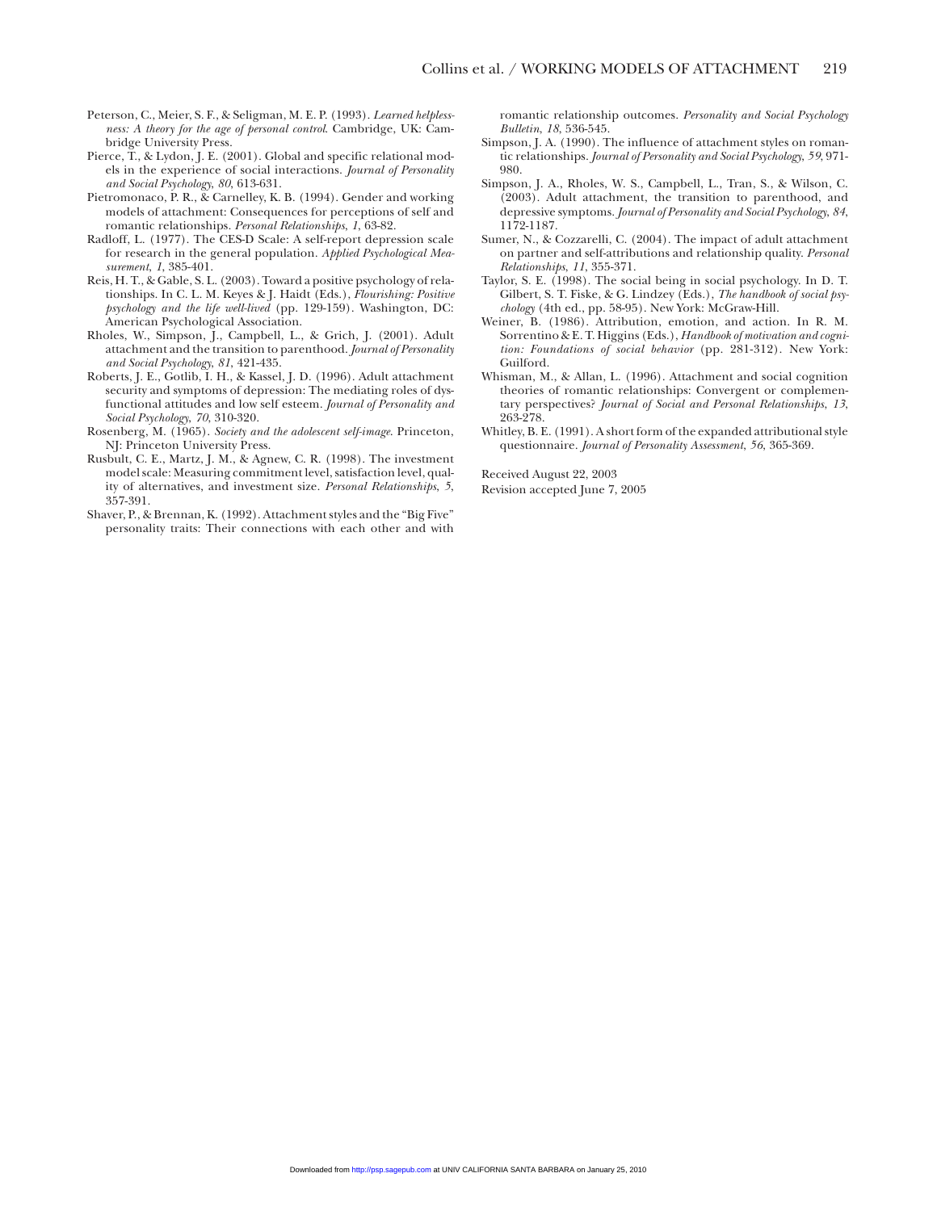Peterson, C., Meier, S. F., & Seligman, M. E. P. (1993). *Learned helplessness: A theory for the age of personal control*. Cambridge, UK: Cambridge University Press.

Pierce, T., & Lydon, J. E. (2001). Global and specific relational models in the experience of social interactions. *Journal of Personality and Social Psychology*, *80*, 613-631.

Pietromonaco, P. R., & Carnelley, K. B. (1994). Gender and working models of attachment: Consequences for perceptions of self and romantic relationships. *Personal Relationships*, *1*, 63-82.

Radloff, L. (1977). The CES-D Scale: A self-report depression scale for research in the general population. *Applied Psychological Measurement*, *1*, 385-401.

Reis, H. T., & Gable, S. L. (2003). Toward a positive psychology of relationships. In C. L. M. Keyes & J. Haidt (Eds.), *Flourishing: Positive psychology and the life well-lived* (pp. 129-159). Washington, DC: American Psychological Association.

Rholes, W., Simpson, J., Campbell, L., & Grich, J. (2001). Adult attachment and the transition to parenthood. *Journal of Personality and Social Psychology*, *81*, 421-435.

Roberts, J. E., Gotlib, I. H., & Kassel, J. D. (1996). Adult attachment security and symptoms of depression: The mediating roles of dysfunctional attitudes and low self esteem. *Journal of Personality and Social Psychology*, *70*, 310-320.

Rosenberg, M. (1965). *Society and the adolescent self-image*. Princeton, NJ: Princeton University Press.

Rusbult, C. E., Martz, J. M., & Agnew, C. R. (1998). The investment model scale: Measuring commitment level, satisfaction level, quality of alternatives, and investment size. *Personal Relationships*, *5*, 357-391.

Shaver, P., & Brennan, K. (1992). Attachment styles and the "Big Five" personality traits: Their connections with each other and with romantic relationship outcomes. *Personality and Social Psychology Bulletin*, *18*, 536-545.

Simpson, J. A. (1990). The influence of attachment styles on romantic relationships. *Journal of Personality and Social Psychology*, *59*, 971-980.

Simpson, J. A., Rholes, W. S., Campbell, L., Tran, S., & Wilson, C. (2003). Adult attachment, the transition to parenthood, and depressive symptoms. *Journal of Personality and Social Psychology*, *84*, 1172-1187.

Sumer, N., & Cozzarelli, C. (2004). The impact of adult attachment on partner and self-attributions and relationship quality. *Personal Relationships*, *11*, 355-371.

Taylor, S. E. (1998). The social being in social psychology. In D. T. Gilbert, S. T. Fiske, & G. Lindzey (Eds.), *The handbook of social psychology* (4th ed., pp. 58-95). New York: McGraw-Hill.

Weiner, B. (1986). Attribution, emotion, and action. In R. M. Sorrentino & E. T. Higgins (Eds.), *Handbook of motivation and cognition: Foundations of social behavior* (pp. 281-312). New York: Guilford.

Whisman, M., & Allan, L. (1996). Attachment and social cognition theories of romantic relationships: Convergent or complementary perspectives? *Journal of Social and Personal Relationships*, *13*, 263-278.

Whitley, B. E. (1991). A short form of the expanded attributional style questionnaire. *Journal of Personality Assessment*, *56*, 365-369.

Received August 22, 2003
Revision accepted June 7, 2005